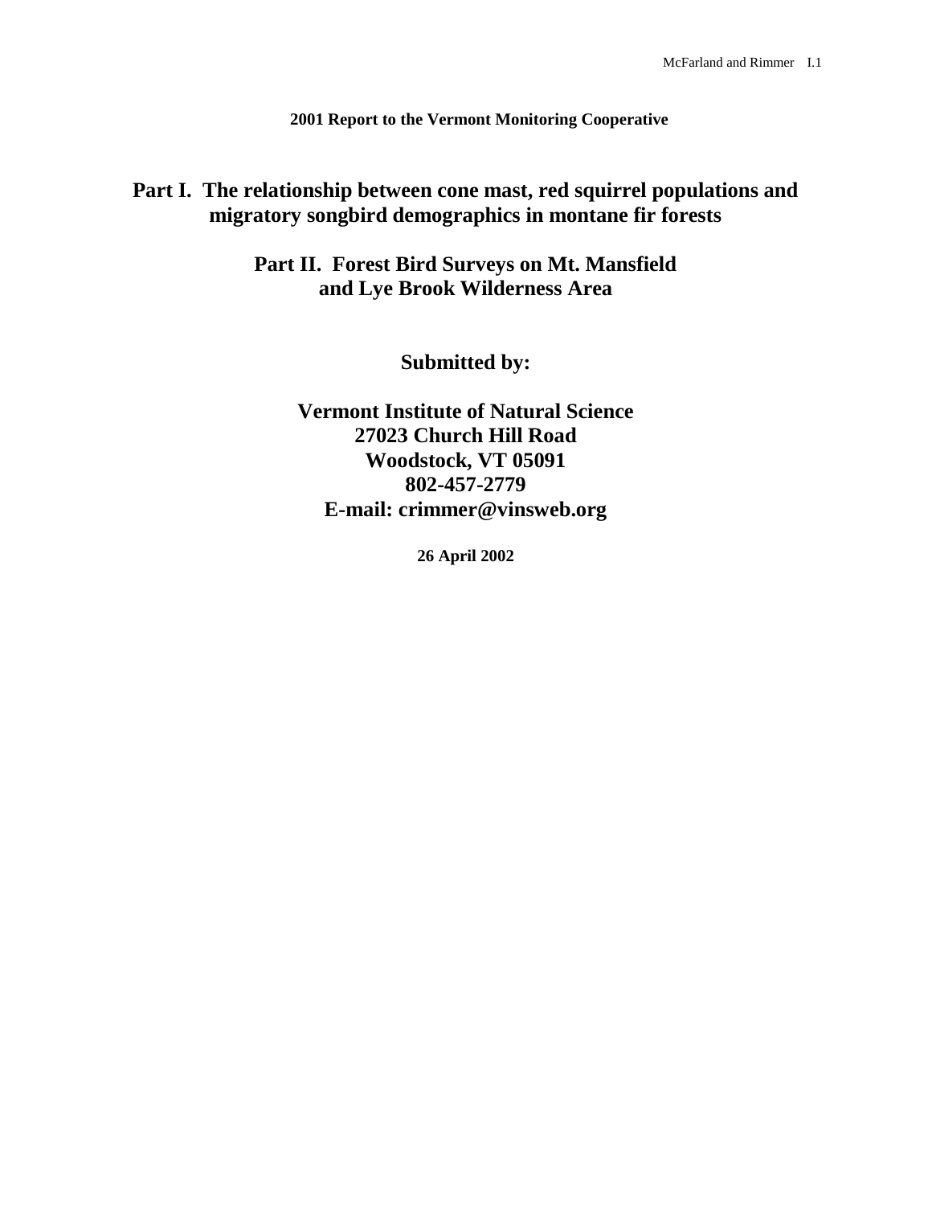**2001 Report to the Vermont Monitoring Cooperative**

# Part I. The relationship between cone mast, red squirrel populations and migratory songbird demographics in montane fir forests

# Part II. Forest Bird Surveys on Mt. Mansfield and Lye Brook Wilderness Area

## Submitted by:

**Vermont Institute of Natural Science**
**27023 Church Hill Road**
**Woodstock, VT 05091**
**802-457-2779**
**E-mail: crimmer@vinsweb.org**

**26 April 2002**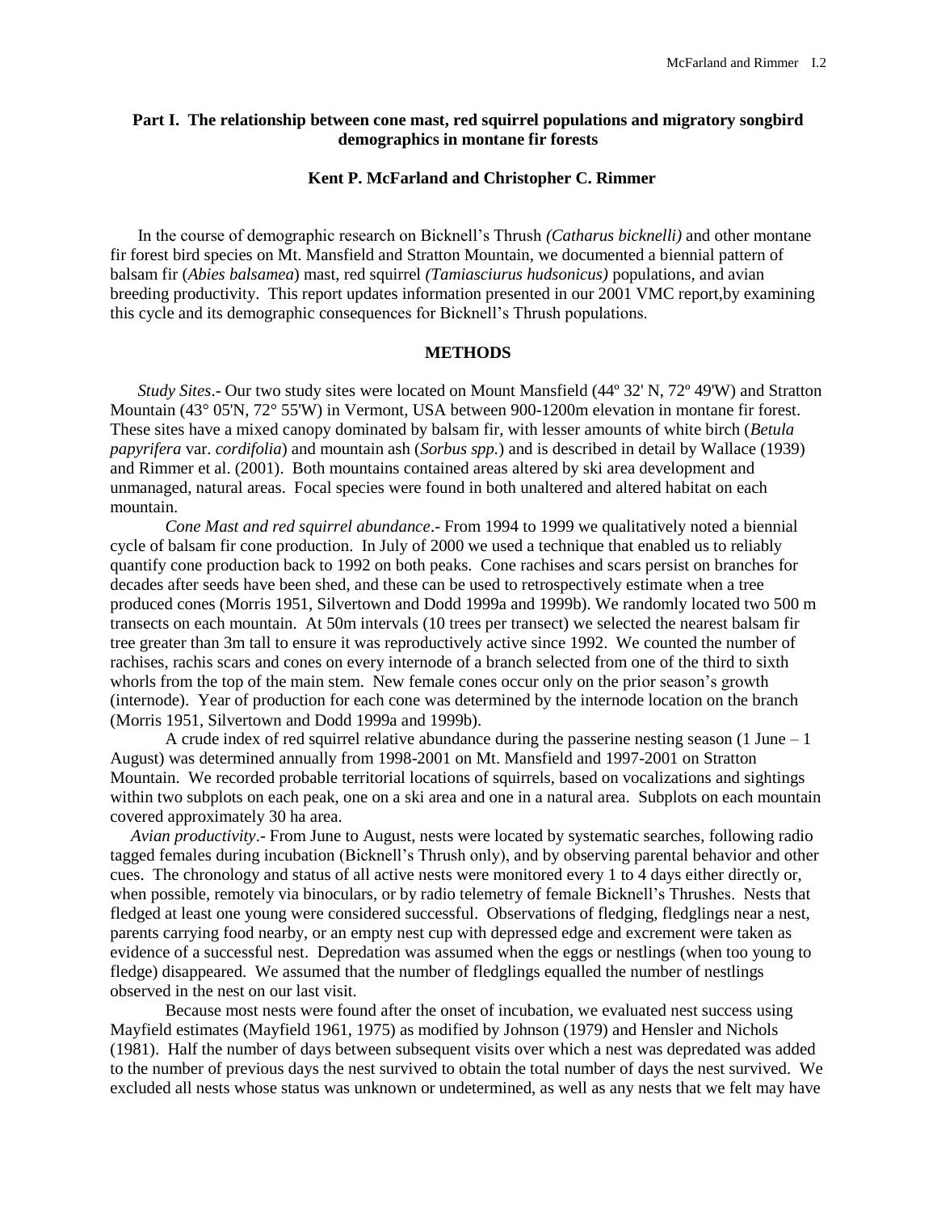## Part I. The relationship between cone mast, red squirrel populations and migratory songbird demographics in montane fir forests

**Kent P. McFarland and Christopher C. Rimmer**

In the course of demographic research on Bicknell's Thrush *(Catharus bicknelli)* and other montane fir forest bird species on Mt. Mansfield and Stratton Mountain, we documented a biennial pattern of balsam fir (*Abies balsamea*) mast, red squirrel *(Tamiasciurus hudsonicus)* populations, and avian breeding productivity. This report updates information presented in our 2001 VMC report,by examining this cycle and its demographic consequences for Bicknell's Thrush populations.

### METHODS

*Study Sites*.- Our two study sites were located on Mount Mansfield (44º 32' N, 72º 49'W) and Stratton Mountain (43° 05'N, 72° 55'W) in Vermont, USA between 900-1200m elevation in montane fir forest. These sites have a mixed canopy dominated by balsam fir, with lesser amounts of white birch (*Betula papyrifera* var. *cordifolia*) and mountain ash (*Sorbus spp.*) and is described in detail by Wallace (1939) and Rimmer et al. (2001). Both mountains contained areas altered by ski area development and unmanaged, natural areas. Focal species were found in both unaltered and altered habitat on each mountain.

*Cone Mast and red squirrel abundance*.- From 1994 to 1999 we qualitatively noted a biennial cycle of balsam fir cone production. In July of 2000 we used a technique that enabled us to reliably quantify cone production back to 1992 on both peaks. Cone rachises and scars persist on branches for decades after seeds have been shed, and these can be used to retrospectively estimate when a tree produced cones (Morris 1951, Silvertown and Dodd 1999a and 1999b). We randomly located two 500 m transects on each mountain. At 50m intervals (10 trees per transect) we selected the nearest balsam fir tree greater than 3m tall to ensure it was reproductively active since 1992. We counted the number of rachises, rachis scars and cones on every internode of a branch selected from one of the third to sixth whorls from the top of the main stem. New female cones occur only on the prior season's growth (internode). Year of production for each cone was determined by the internode location on the branch (Morris 1951, Silvertown and Dodd 1999a and 1999b).

A crude index of red squirrel relative abundance during the passerine nesting season (1 June – 1 August) was determined annually from 1998-2001 on Mt. Mansfield and 1997-2001 on Stratton Mountain. We recorded probable territorial locations of squirrels, based on vocalizations and sightings within two subplots on each peak, one on a ski area and one in a natural area. Subplots on each mountain covered approximately 30 ha area.

*Avian productivity*.- From June to August, nests were located by systematic searches, following radio tagged females during incubation (Bicknell's Thrush only), and by observing parental behavior and other cues. The chronology and status of all active nests were monitored every 1 to 4 days either directly or, when possible, remotely via binoculars, or by radio telemetry of female Bicknell's Thrushes. Nests that fledged at least one young were considered successful. Observations of fledging, fledglings near a nest, parents carrying food nearby, or an empty nest cup with depressed edge and excrement were taken as evidence of a successful nest. Depredation was assumed when the eggs or nestlings (when too young to fledge) disappeared. We assumed that the number of fledglings equalled the number of nestlings observed in the nest on our last visit.

Because most nests were found after the onset of incubation, we evaluated nest success using Mayfield estimates (Mayfield 1961, 1975) as modified by Johnson (1979) and Hensler and Nichols (1981). Half the number of days between subsequent visits over which a nest was depredated was added to the number of previous days the nest survived to obtain the total number of days the nest survived. We excluded all nests whose status was unknown or undetermined, as well as any nests that we felt may have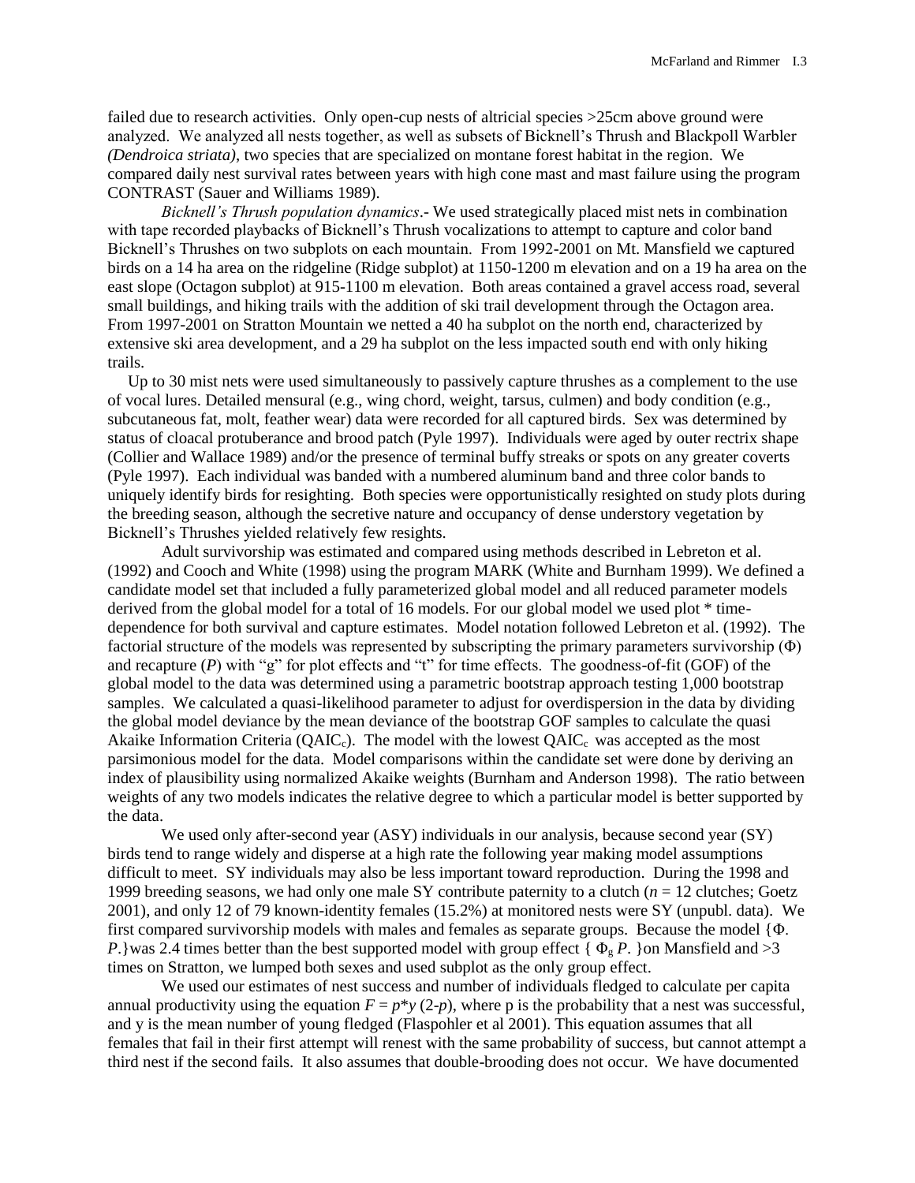failed due to research activities. Only open-cup nests of altricial species >25cm above ground were analyzed. We analyzed all nests together, as well as subsets of Bicknell's Thrush and Blackpoll Warbler *(Dendroica striata)*, two species that are specialized on montane forest habitat in the region. We compared daily nest survival rates between years with high cone mast and mast failure using the program CONTRAST (Sauer and Williams 1989).

*Bicknell's Thrush population dynamics*.- We used strategically placed mist nets in combination with tape recorded playbacks of Bicknell's Thrush vocalizations to attempt to capture and color band Bicknell's Thrushes on two subplots on each mountain. From 1992-2001 on Mt. Mansfield we captured birds on a 14 ha area on the ridgeline (Ridge subplot) at 1150-1200 m elevation and on a 19 ha area on the east slope (Octagon subplot) at 915-1100 m elevation. Both areas contained a gravel access road, several small buildings, and hiking trails with the addition of ski trail development through the Octagon area. From 1997-2001 on Stratton Mountain we netted a 40 ha subplot on the north end, characterized by extensive ski area development, and a 29 ha subplot on the less impacted south end with only hiking trails.

Up to 30 mist nets were used simultaneously to passively capture thrushes as a complement to the use of vocal lures. Detailed mensural (e.g., wing chord, weight, tarsus, culmen) and body condition (e.g., subcutaneous fat, molt, feather wear) data were recorded for all captured birds. Sex was determined by status of cloacal protuberance and brood patch (Pyle 1997). Individuals were aged by outer rectrix shape (Collier and Wallace 1989) and/or the presence of terminal buffy streaks or spots on any greater coverts (Pyle 1997). Each individual was banded with a numbered aluminum band and three color bands to uniquely identify birds for resighting. Both species were opportunistically resighted on study plots during the breeding season, although the secretive nature and occupancy of dense understory vegetation by Bicknell's Thrushes yielded relatively few resights.

Adult survivorship was estimated and compared using methods described in Lebreton et al. (1992) and Cooch and White (1998) using the program MARK (White and Burnham 1999). We defined a candidate model set that included a fully parameterized global model and all reduced parameter models derived from the global model for a total of 16 models. For our global model we used plot * time-dependence for both survival and capture estimates. Model notation followed Lebreton et al. (1992). The factorial structure of the models was represented by subscripting the primary parameters survivorship ($\Phi$) and recapture ($P$) with "g" for plot effects and "t" for time effects. The goodness-of-fit (GOF) of the global model to the data was determined using a parametric bootstrap approach testing 1,000 bootstrap samples. We calculated a quasi-likelihood parameter to adjust for overdispersion in the data by dividing the global model deviance by the mean deviance of the bootstrap GOF samples to calculate the quasi Akaike Information Criteria ($QAIC_c$). The model with the lowest $QAIC_c$ was accepted as the most parsimonious model for the data. Model comparisons within the candidate set were done by deriving an index of plausibility using normalized Akaike weights (Burnham and Anderson 1998). The ratio between weights of any two models indicates the relative degree to which a particular model is better supported by the data.

We used only after-second year (ASY) individuals in our analysis, because second year (SY) birds tend to range widely and disperse at a high rate the following year making model assumptions difficult to meet. SY individuals may also be less important toward reproduction. During the 1998 and 1999 breeding seasons, we had only one male SY contribute paternity to a clutch ($n = 12$ clutches; Goetz 2001), and only 12 of 79 known-identity females (15.2%) at monitored nests were SY (unpubl. data). We first compared survivorship models with males and females as separate groups. Because the model {$\Phi$. $P$.}was 2.4 times better than the best supported model with group effect { $\Phi_g$ $P$. }on Mansfield and >3 times on Stratton, we lumped both sexes and used subplot as the only group effect.

We used our estimates of nest success and number of individuals fledged to calculate per capita annual productivity using the equation $F = p^*y\ (2\text{-}p)$, where p is the probability that a nest was successful, and y is the mean number of young fledged (Flaspohler et al 2001). This equation assumes that all females that fail in their first attempt will renest with the same probability of success, but cannot attempt a third nest if the second fails. It also assumes that double-brooding does not occur. We have documented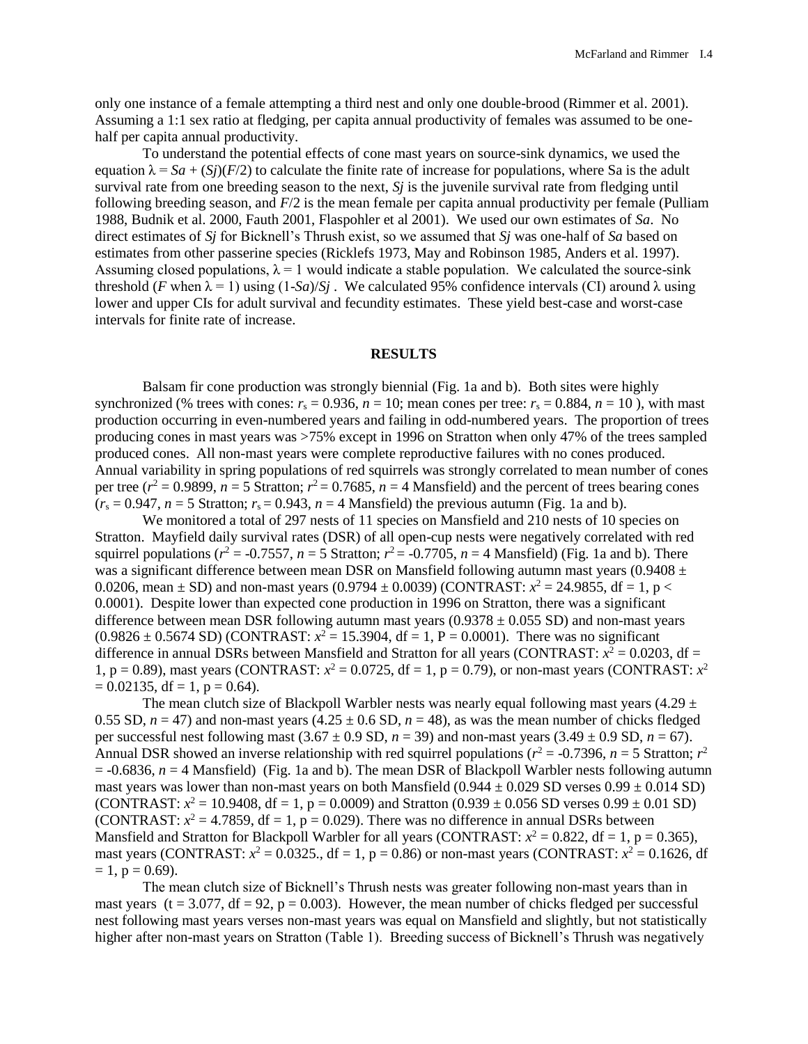only one instance of a female attempting a third nest and only one double-brood (Rimmer et al. 2001). Assuming a 1:1 sex ratio at fledging, per capita annual productivity of females was assumed to be one-half per capita annual productivity.

To understand the potential effects of cone mast years on source-sink dynamics, we used the equation $\lambda = Sa + (Sj)(F/2)$ to calculate the finite rate of increase for populations, where Sa is the adult survival rate from one breeding season to the next, $Sj$ is the juvenile survival rate from fledging until following breeding season, and $F/2$ is the mean female per capita annual productivity per female (Pulliam 1988, Budnik et al. 2000, Fauth 2001, Flaspohler et al 2001). We used our own estimates of $Sa$. No direct estimates of $Sj$ for Bicknell's Thrush exist, so we assumed that $Sj$ was one-half of $Sa$ based on estimates from other passerine species (Ricklefs 1973, May and Robinson 1985, Anders et al. 1997). Assuming closed populations, $\lambda = 1$ would indicate a stable population. We calculated the source-sink threshold ($F$ when $\lambda = 1$) using $(1\text{-}Sa)/Sj$ . We calculated 95% confidence intervals (CI) around $\lambda$ using lower and upper CIs for adult survival and fecundity estimates. These yield best-case and worst-case intervals for finite rate of increase.

## RESULTS

Balsam fir cone production was strongly biennial (Fig. 1a and b). Both sites were highly synchronized (% trees with cones: $r_s = 0.936$, $n = 10$; mean cones per tree: $r_s = 0.884$, $n = 10$ ), with mast production occurring in even-numbered years and failing in odd-numbered years. The proportion of trees producing cones in mast years was >75% except in 1996 on Stratton when only 47% of the trees sampled produced cones. All non-mast years were complete reproductive failures with no cones produced. Annual variability in spring populations of red squirrels was strongly correlated to mean number of cones per tree ($r^2 = 0.9899$, $n = 5$ Stratton; $r^2 = 0.7685$, $n = 4$ Mansfield) and the percent of trees bearing cones ($r_s = 0.947$, $n = 5$ Stratton; $r_s = 0.943$, $n = 4$ Mansfield) the previous autumn (Fig. 1a and b).

We monitored a total of 297 nests of 11 species on Mansfield and 210 nests of 10 species on Stratton. Mayfield daily survival rates (DSR) of all open-cup nests were negatively correlated with red squirrel populations ($r^2 = -0.7557$, $n = 5$ Stratton; $r^2 = -0.7705$, $n = 4$ Mansfield) (Fig. 1a and b). There was a significant difference between mean DSR on Mansfield following autumn mast years ($0.9408 \pm 0.0206$, mean $\pm$ SD) and non-mast years ($0.9794 \pm 0.0039$) (CONTRAST: $x^2 = 24.9855$, df = 1, p < 0.0001). Despite lower than expected cone production in 1996 on Stratton, there was a significant difference between mean DSR following autumn mast years ($0.9378 \pm 0.055$ SD) and non-mast years ($0.9826 \pm 0.5674$ SD) (CONTRAST: $x^2 = 15.3904$, df = 1, P = 0.0001). There was no significant difference in annual DSRs between Mansfield and Stratton for all years (CONTRAST: $x^2 = 0.0203$, df = 1, p = 0.89), mast years (CONTRAST: $x^2 = 0.0725$, df = 1, p = 0.79), or non-mast years (CONTRAST: $x^2 = 0.02135$, df = 1, p = 0.64).

The mean clutch size of Blackpoll Warbler nests was nearly equal following mast years ($4.29 \pm 0.55$ SD, $n = 47$) and non-mast years ($4.25 \pm 0.6$ SD, $n = 48$), as was the mean number of chicks fledged per successful nest following mast ($3.67 \pm 0.9$ SD, $n = 39$) and non-mast years ($3.49 \pm 0.9$ SD, $n = 67$). Annual DSR showed an inverse relationship with red squirrel populations ($r^2 = -0.7396$, $n = 5$ Stratton; $r^2 = -0.6836$, $n = 4$ Mansfield) (Fig. 1a and b). The mean DSR of Blackpoll Warbler nests following autumn mast years was lower than non-mast years on both Mansfield ($0.944 \pm 0.029$ SD verses $0.99 \pm 0.014$ SD) (CONTRAST: $x^2 = 10.9408$, df = 1, p = 0.0009) and Stratton ($0.939 \pm 0.056$ SD verses $0.99 \pm 0.01$ SD) (CONTRAST: $x^2 = 4.7859$, df = 1, p = 0.029). There was no difference in annual DSRs between Mansfield and Stratton for Blackpoll Warbler for all years (CONTRAST: $x^2 = 0.822$, df = 1, p = 0.365), mast years (CONTRAST: $x^2 = 0.0325.$, df = 1, p = 0.86) or non-mast years (CONTRAST: $x^2 = 0.1626$, df = 1, p = 0.69).

The mean clutch size of Bicknell's Thrush nests was greater following non-mast years than in mast years (t = 3.077, df = 92, p = 0.003). However, the mean number of chicks fledged per successful nest following mast years verses non-mast years was equal on Mansfield and slightly, but not statistically higher after non-mast years on Stratton (Table 1). Breeding success of Bicknell's Thrush was negatively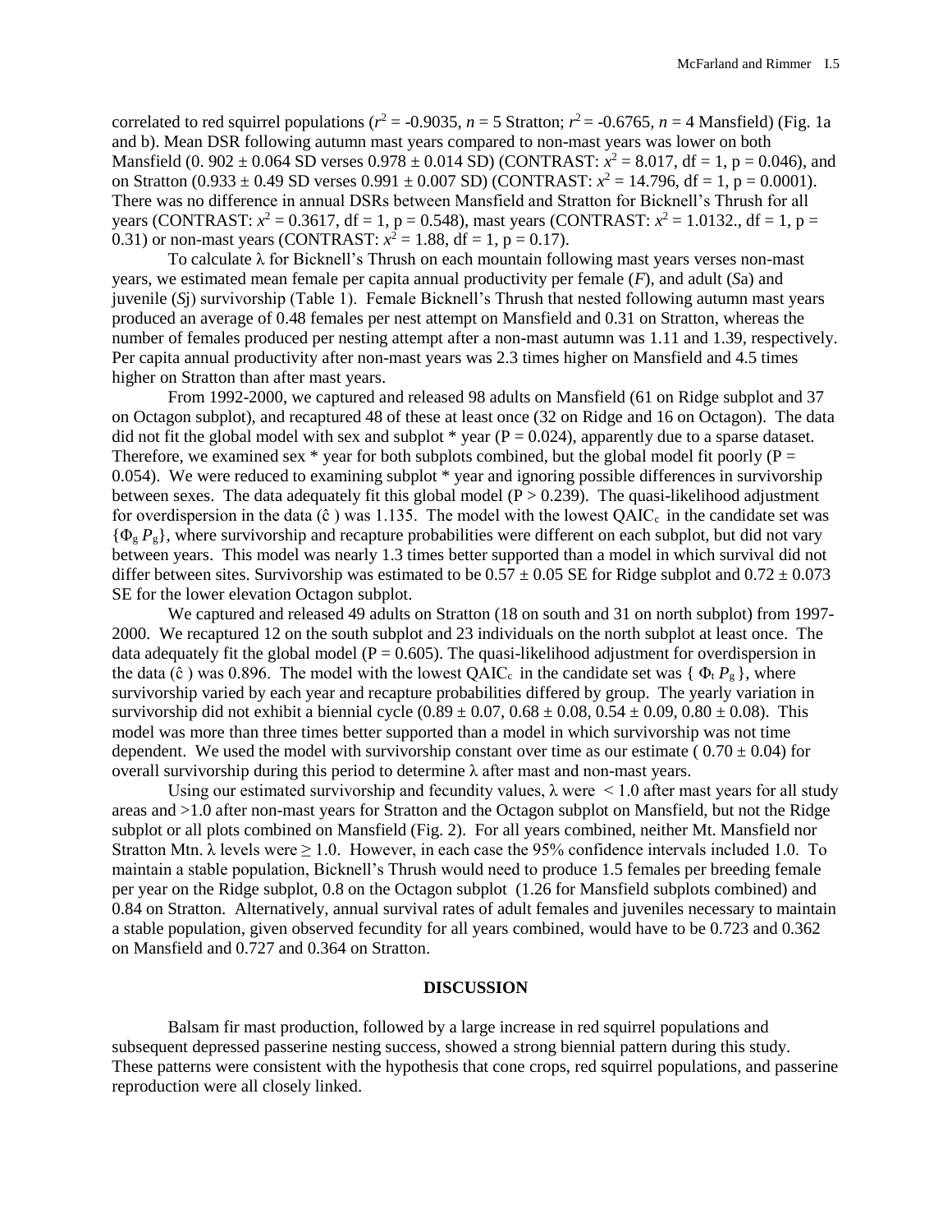correlated to red squirrel populations ($r^2$ = -0.9035, $n$ = 5 Stratton; $r^2$ = -0.6765, $n$ = 4 Mansfield) (Fig. 1a and b). Mean DSR following autumn mast years compared to non-mast years was lower on both Mansfield (0. 902 ± 0.064 SD verses 0.978 ± 0.014 SD) (CONTRAST: $x^2$ = 8.017, df = 1, p = 0.046), and on Stratton (0.933 ± 0.49 SD verses 0.991 ± 0.007 SD) (CONTRAST: $x^2$ = 14.796, df = 1, p = 0.0001). There was no difference in annual DSRs between Mansfield and Stratton for Bicknell's Thrush for all years (CONTRAST: $x^2$ = 0.3617, df = 1, p = 0.548), mast years (CONTRAST: $x^2$ = 1.0132., df = 1, p = 0.31) or non-mast years (CONTRAST: $x^2$ = 1.88, df = 1, p = 0.17).

To calculate λ for Bicknell's Thrush on each mountain following mast years verses non-mast years, we estimated mean female per capita annual productivity per female (*F*), and adult (*S*a) and juvenile (*S*j) survivorship (Table 1). Female Bicknell's Thrush that nested following autumn mast years produced an average of 0.48 females per nest attempt on Mansfield and 0.31 on Stratton, whereas the number of females produced per nesting attempt after a non-mast autumn was 1.11 and 1.39, respectively. Per capita annual productivity after non-mast years was 2.3 times higher on Mansfield and 4.5 times higher on Stratton than after mast years.

From 1992-2000, we captured and released 98 adults on Mansfield (61 on Ridge subplot and 37 on Octagon subplot), and recaptured 48 of these at least once (32 on Ridge and 16 on Octagon). The data did not fit the global model with sex and subplot * year (P = 0.024), apparently due to a sparse dataset. Therefore, we examined sex * year for both subplots combined, but the global model fit poorly (P = 0.054). We were reduced to examining subplot * year and ignoring possible differences in survivorship between sexes. The data adequately fit this global model (P > 0.239). The quasi-likelihood adjustment for overdispersion in the data ($\hat{c}$) was 1.135. The model with the lowest $QAIC_c$ in the candidate set was $\{\Phi_g P_g\}$, where survivorship and recapture probabilities were different on each subplot, but did not vary between years. This model was nearly 1.3 times better supported than a model in which survival did not differ between sites. Survivorship was estimated to be 0.57 ± 0.05 SE for Ridge subplot and 0.72 ± 0.073 SE for the lower elevation Octagon subplot.

We captured and released 49 adults on Stratton (18 on south and 31 on north subplot) from 1997-2000. We recaptured 12 on the south subplot and 23 individuals on the north subplot at least once. The data adequately fit the global model (P = 0.605). The quasi-likelihood adjustment for overdispersion in the data ($\hat{c}$) was 0.896. The model with the lowest $QAIC_c$ in the candidate set was $\{\Phi_t P_g\}$, where survivorship varied by each year and recapture probabilities differed by group. The yearly variation in survivorship did not exhibit a biennial cycle (0.89 ± 0.07, 0.68 ± 0.08, 0.54 ± 0.09, 0.80 ± 0.08). This model was more than three times better supported than a model in which survivorship was not time dependent. We used the model with survivorship constant over time as our estimate ( 0.70 ± 0.04) for overall survivorship during this period to determine λ after mast and non-mast years.

Using our estimated survivorship and fecundity values, λ were < 1.0 after mast years for all study areas and >1.0 after non-mast years for Stratton and the Octagon subplot on Mansfield, but not the Ridge subplot or all plots combined on Mansfield (Fig. 2). For all years combined, neither Mt. Mansfield nor Stratton Mtn. λ levels were ≥ 1.0. However, in each case the 95% confidence intervals included 1.0. To maintain a stable population, Bicknell's Thrush would need to produce 1.5 females per breeding female per year on the Ridge subplot, 0.8 on the Octagon subplot (1.26 for Mansfield subplots combined) and 0.84 on Stratton. Alternatively, annual survival rates of adult females and juveniles necessary to maintain a stable population, given observed fecundity for all years combined, would have to be 0.723 and 0.362 on Mansfield and 0.727 and 0.364 on Stratton.

## DISCUSSION

Balsam fir mast production, followed by a large increase in red squirrel populations and subsequent depressed passerine nesting success, showed a strong biennial pattern during this study. These patterns were consistent with the hypothesis that cone crops, red squirrel populations, and passerine reproduction were all closely linked.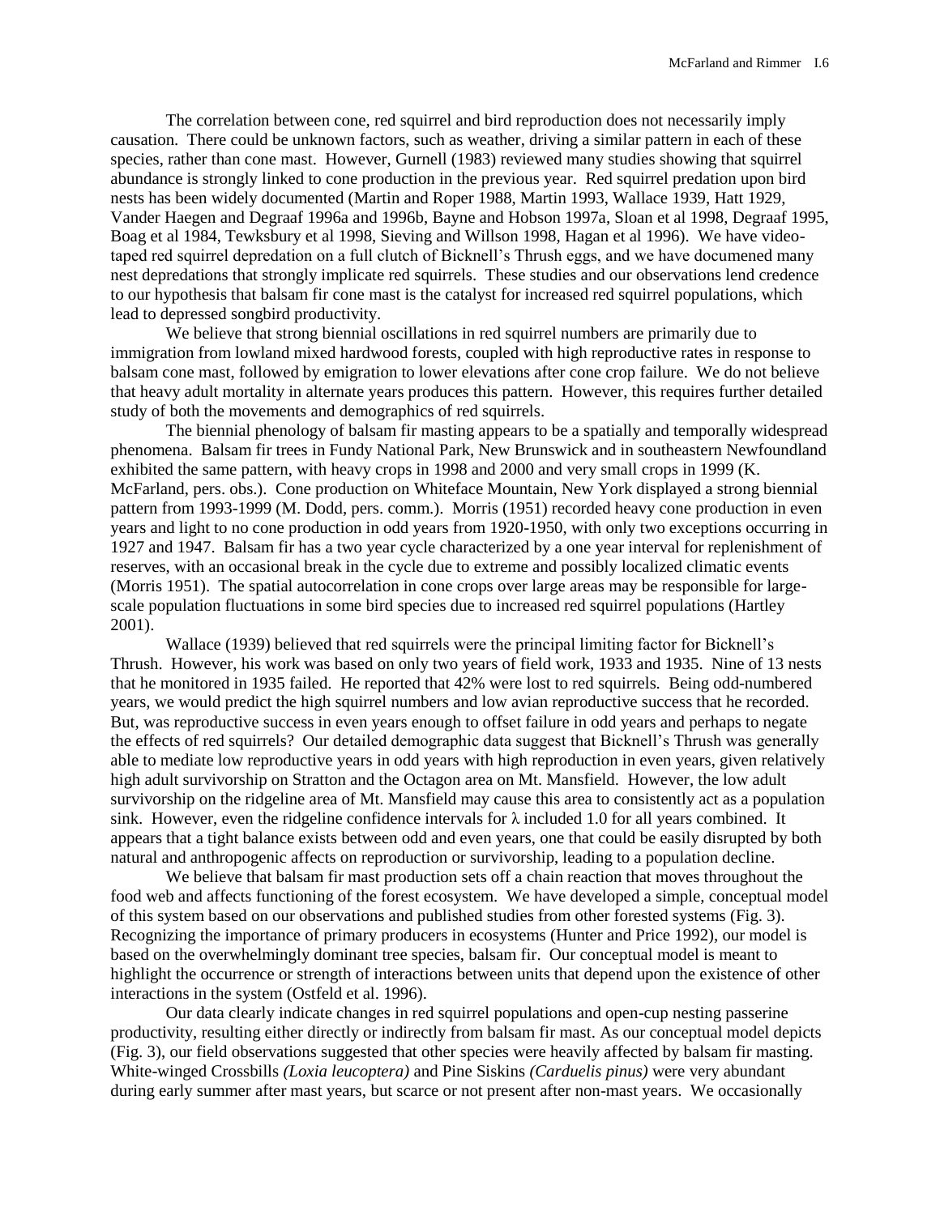The correlation between cone, red squirrel and bird reproduction does not necessarily imply causation. There could be unknown factors, such as weather, driving a similar pattern in each of these species, rather than cone mast. However, Gurnell (1983) reviewed many studies showing that squirrel abundance is strongly linked to cone production in the previous year. Red squirrel predation upon bird nests has been widely documented (Martin and Roper 1988, Martin 1993, Wallace 1939, Hatt 1929, Vander Haegen and Degraaf 1996a and 1996b, Bayne and Hobson 1997a, Sloan et al 1998, Degraaf 1995, Boag et al 1984, Tewksbury et al 1998, Sieving and Willson 1998, Hagan et al 1996). We have video-taped red squirrel depredation on a full clutch of Bicknell's Thrush eggs, and we have documened many nest depredations that strongly implicate red squirrels. These studies and our observations lend credence to our hypothesis that balsam fir cone mast is the catalyst for increased red squirrel populations, which lead to depressed songbird productivity.

We believe that strong biennial oscillations in red squirrel numbers are primarily due to immigration from lowland mixed hardwood forests, coupled with high reproductive rates in response to balsam cone mast, followed by emigration to lower elevations after cone crop failure. We do not believe that heavy adult mortality in alternate years produces this pattern. However, this requires further detailed study of both the movements and demographics of red squirrels.

The biennial phenology of balsam fir masting appears to be a spatially and temporally widespread phenomena. Balsam fir trees in Fundy National Park, New Brunswick and in southeastern Newfoundland exhibited the same pattern, with heavy crops in 1998 and 2000 and very small crops in 1999 (K. McFarland, pers. obs.). Cone production on Whiteface Mountain, New York displayed a strong biennial pattern from 1993-1999 (M. Dodd, pers. comm.). Morris (1951) recorded heavy cone production in even years and light to no cone production in odd years from 1920-1950, with only two exceptions occurring in 1927 and 1947. Balsam fir has a two year cycle characterized by a one year interval for replenishment of reserves, with an occasional break in the cycle due to extreme and possibly localized climatic events (Morris 1951). The spatial autocorrelation in cone crops over large areas may be responsible for large-scale population fluctuations in some bird species due to increased red squirrel populations (Hartley 2001).

Wallace (1939) believed that red squirrels were the principal limiting factor for Bicknell's Thrush. However, his work was based on only two years of field work, 1933 and 1935. Nine of 13 nests that he monitored in 1935 failed. He reported that 42% were lost to red squirrels. Being odd-numbered years, we would predict the high squirrel numbers and low avian reproductive success that he recorded. But, was reproductive success in even years enough to offset failure in odd years and perhaps to negate the effects of red squirrels? Our detailed demographic data suggest that Bicknell's Thrush was generally able to mediate low reproductive years in odd years with high reproduction in even years, given relatively high adult survivorship on Stratton and the Octagon area on Mt. Mansfield. However, the low adult survivorship on the ridgeline area of Mt. Mansfield may cause this area to consistently act as a population sink. However, even the ridgeline confidence intervals for $\lambda$ included 1.0 for all years combined. It appears that a tight balance exists between odd and even years, one that could be easily disrupted by both natural and anthropogenic affects on reproduction or survivorship, leading to a population decline.

We believe that balsam fir mast production sets off a chain reaction that moves throughout the food web and affects functioning of the forest ecosystem. We have developed a simple, conceptual model of this system based on our observations and published studies from other forested systems (Fig. 3). Recognizing the importance of primary producers in ecosystems (Hunter and Price 1992), our model is based on the overwhelmingly dominant tree species, balsam fir. Our conceptual model is meant to highlight the occurrence or strength of interactions between units that depend upon the existence of other interactions in the system (Ostfeld et al. 1996).

Our data clearly indicate changes in red squirrel populations and open-cup nesting passerine productivity, resulting either directly or indirectly from balsam fir mast. As our conceptual model depicts (Fig. 3), our field observations suggested that other species were heavily affected by balsam fir masting. White-winged Crossbills *(Loxia leucoptera)* and Pine Siskins *(Carduelis pinus)* were very abundant during early summer after mast years, but scarce or not present after non-mast years. We occasionally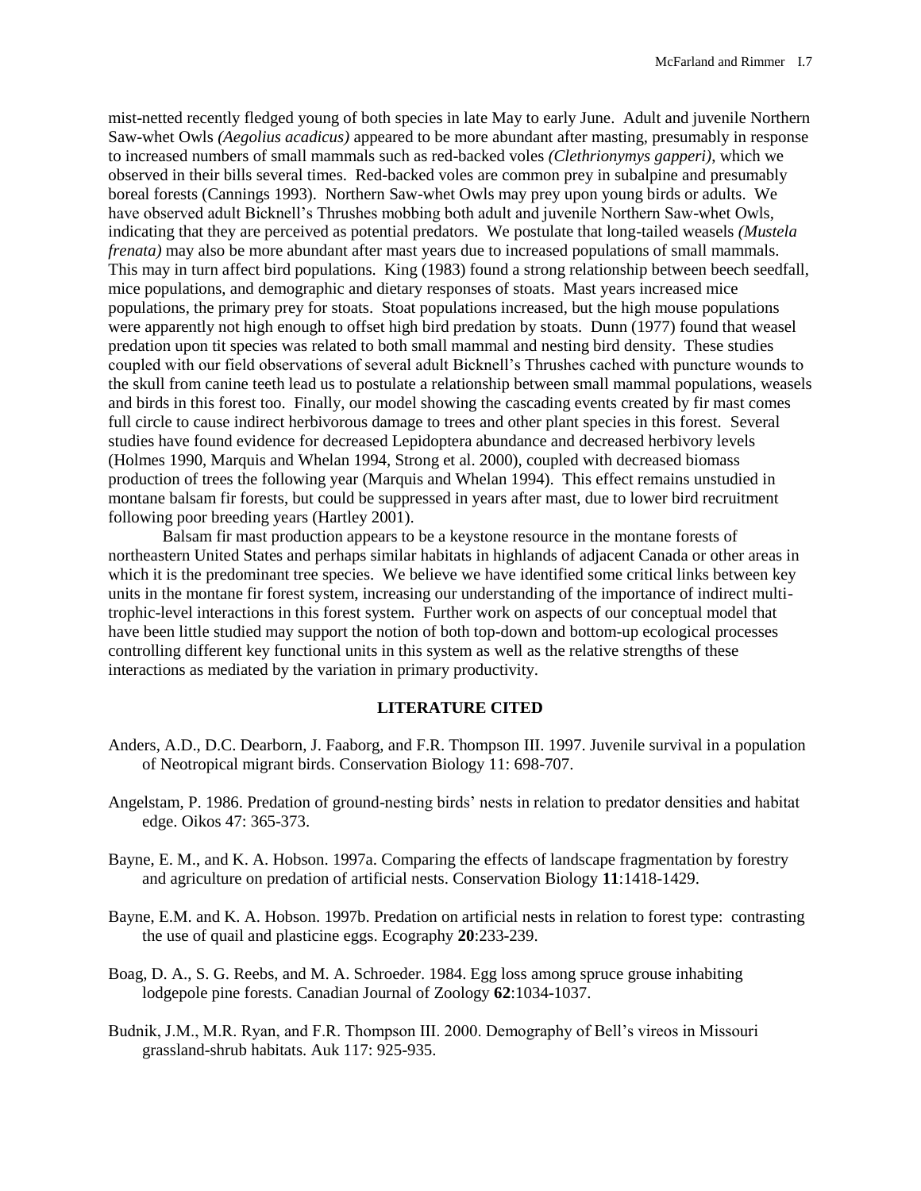mist-netted recently fledged young of both species in late May to early June. Adult and juvenile Northern Saw-whet Owls *(Aegolius acadicus)* appeared to be more abundant after masting, presumably in response to increased numbers of small mammals such as red-backed voles *(Clethrionymys gapperi)*, which we observed in their bills several times. Red-backed voles are common prey in subalpine and presumably boreal forests (Cannings 1993). Northern Saw-whet Owls may prey upon young birds or adults. We have observed adult Bicknell's Thrushes mobbing both adult and juvenile Northern Saw-whet Owls, indicating that they are perceived as potential predators. We postulate that long-tailed weasels *(Mustela frenata)* may also be more abundant after mast years due to increased populations of small mammals. This may in turn affect bird populations. King (1983) found a strong relationship between beech seedfall, mice populations, and demographic and dietary responses of stoats. Mast years increased mice populations, the primary prey for stoats. Stoat populations increased, but the high mouse populations were apparently not high enough to offset high bird predation by stoats. Dunn (1977) found that weasel predation upon tit species was related to both small mammal and nesting bird density. These studies coupled with our field observations of several adult Bicknell's Thrushes cached with puncture wounds to the skull from canine teeth lead us to postulate a relationship between small mammal populations, weasels and birds in this forest too. Finally, our model showing the cascading events created by fir mast comes full circle to cause indirect herbivorous damage to trees and other plant species in this forest. Several studies have found evidence for decreased Lepidoptera abundance and decreased herbivory levels (Holmes 1990, Marquis and Whelan 1994, Strong et al. 2000), coupled with decreased biomass production of trees the following year (Marquis and Whelan 1994). This effect remains unstudied in montane balsam fir forests, but could be suppressed in years after mast, due to lower bird recruitment following poor breeding years (Hartley 2001).

Balsam fir mast production appears to be a keystone resource in the montane forests of northeastern United States and perhaps similar habitats in highlands of adjacent Canada or other areas in which it is the predominant tree species. We believe we have identified some critical links between key units in the montane fir forest system, increasing our understanding of the importance of indirect multi-trophic-level interactions in this forest system. Further work on aspects of our conceptual model that have been little studied may support the notion of both top-down and bottom-up ecological processes controlling different key functional units in this system as well as the relative strengths of these interactions as mediated by the variation in primary productivity.

## LITERATURE CITED

Anders, A.D., D.C. Dearborn, J. Faaborg, and F.R. Thompson III. 1997. Juvenile survival in a population of Neotropical migrant birds. Conservation Biology 11: 698-707.

Angelstam, P. 1986. Predation of ground-nesting birds' nests in relation to predator densities and habitat edge. Oikos 47: 365-373.

Bayne, E. M., and K. A. Hobson. 1997a. Comparing the effects of landscape fragmentation by forestry and agriculture on predation of artificial nests. Conservation Biology **11**:1418-1429.

Bayne, E.M. and K. A. Hobson. 1997b. Predation on artificial nests in relation to forest type: contrasting the use of quail and plasticine eggs. Ecography **20**:233-239.

Boag, D. A., S. G. Reebs, and M. A. Schroeder. 1984. Egg loss among spruce grouse inhabiting lodgepole pine forests. Canadian Journal of Zoology **62**:1034-1037.

Budnik, J.M., M.R. Ryan, and F.R. Thompson III. 2000. Demography of Bell's vireos in Missouri grassland-shrub habitats. Auk 117: 925-935.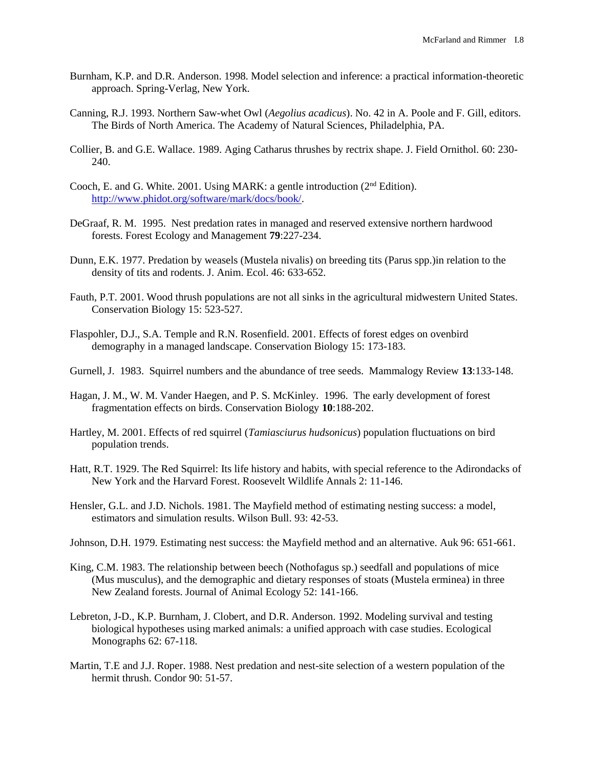Burnham, K.P. and D.R. Anderson. 1998. Model selection and inference: a practical information-theoretic approach. Spring-Verlag, New York.

Canning, R.J. 1993. Northern Saw-whet Owl (*Aegolius acadicus*). No. 42 in A. Poole and F. Gill, editors. The Birds of North America. The Academy of Natural Sciences, Philadelphia, PA.

Collier, B. and G.E. Wallace. 1989. Aging Catharus thrushes by rectrix shape. J. Field Ornithol. 60: 230-240.

Cooch, E. and G. White. 2001. Using MARK: a gentle introduction (2nd Edition). http://www.phidot.org/software/mark/docs/book/.

DeGraaf, R. M. 1995. Nest predation rates in managed and reserved extensive northern hardwood forests. Forest Ecology and Management **79**:227-234.

Dunn, E.K. 1977. Predation by weasels (Mustela nivalis) on breeding tits (Parus spp.)in relation to the density of tits and rodents. J. Anim. Ecol. 46: 633-652.

Fauth, P.T. 2001. Wood thrush populations are not all sinks in the agricultural midwestern United States. Conservation Biology 15: 523-527.

Flaspohler, D.J., S.A. Temple and R.N. Rosenfield. 2001. Effects of forest edges on ovenbird demography in a managed landscape. Conservation Biology 15: 173-183.

Gurnell, J. 1983. Squirrel numbers and the abundance of tree seeds. Mammalogy Review **13**:133-148.

Hagan, J. M., W. M. Vander Haegen, and P. S. McKinley. 1996. The early development of forest fragmentation effects on birds. Conservation Biology **10**:188-202.

Hartley, M. 2001. Effects of red squirrel (*Tamiasciurus hudsonicus*) population fluctuations on bird population trends.

Hatt, R.T. 1929. The Red Squirrel: Its life history and habits, with special reference to the Adirondacks of New York and the Harvard Forest. Roosevelt Wildlife Annals 2: 11-146.

Hensler, G.L. and J.D. Nichols. 1981. The Mayfield method of estimating nesting success: a model, estimators and simulation results. Wilson Bull. 93: 42-53.

Johnson, D.H. 1979. Estimating nest success: the Mayfield method and an alternative. Auk 96: 651-661.

King, C.M. 1983. The relationship between beech (Nothofagus sp.) seedfall and populations of mice (Mus musculus), and the demographic and dietary responses of stoats (Mustela erminea) in three New Zealand forests. Journal of Animal Ecology 52: 141-166.

Lebreton, J-D., K.P. Burnham, J. Clobert, and D.R. Anderson. 1992. Modeling survival and testing biological hypotheses using marked animals: a unified approach with case studies. Ecological Monographs 62: 67-118.

Martin, T.E and J.J. Roper. 1988. Nest predation and nest-site selection of a western population of the hermit thrush. Condor 90: 51-57.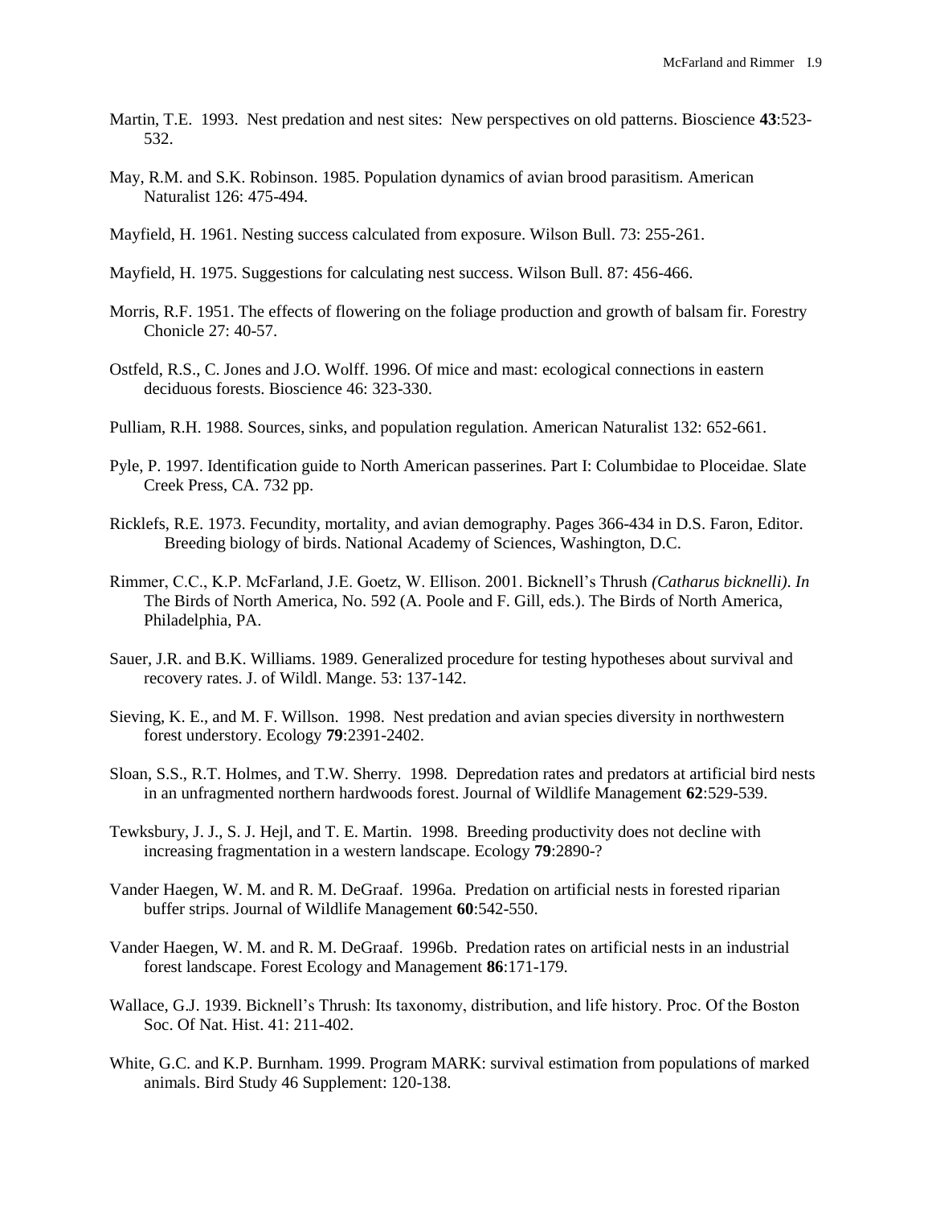Martin, T.E. 1993. Nest predation and nest sites: New perspectives on old patterns. Bioscience **43**:523-532.

May, R.M. and S.K. Robinson. 1985. Population dynamics of avian brood parasitism. American Naturalist 126: 475-494.

Mayfield, H. 1961. Nesting success calculated from exposure. Wilson Bull. 73: 255-261.

Mayfield, H. 1975. Suggestions for calculating nest success. Wilson Bull. 87: 456-466.

Morris, R.F. 1951. The effects of flowering on the foliage production and growth of balsam fir. Forestry Chonicle 27: 40-57.

Ostfeld, R.S., C. Jones and J.O. Wolff. 1996. Of mice and mast: ecological connections in eastern deciduous forests. Bioscience 46: 323-330.

Pulliam, R.H. 1988. Sources, sinks, and population regulation. American Naturalist 132: 652-661.

Pyle, P. 1997. Identification guide to North American passerines. Part I: Columbidae to Ploceidae. Slate Creek Press, CA. 732 pp.

Ricklefs, R.E. 1973. Fecundity, mortality, and avian demography. Pages 366-434 in D.S. Faron, Editor. Breeding biology of birds. National Academy of Sciences, Washington, D.C.

Rimmer, C.C., K.P. McFarland, J.E. Goetz, W. Ellison. 2001. Bicknell's Thrush *(Catharus bicknelli)*. *In* The Birds of North America, No. 592 (A. Poole and F. Gill, eds.). The Birds of North America, Philadelphia, PA.

Sauer, J.R. and B.K. Williams. 1989. Generalized procedure for testing hypotheses about survival and recovery rates. J. of Wildl. Mange. 53: 137-142.

Sieving, K. E., and M. F. Willson. 1998. Nest predation and avian species diversity in northwestern forest understory. Ecology **79**:2391-2402.

Sloan, S.S., R.T. Holmes, and T.W. Sherry. 1998. Depredation rates and predators at artificial bird nests in an unfragmented northern hardwoods forest. Journal of Wildlife Management **62**:529-539.

Tewksbury, J. J., S. J. Hejl, and T. E. Martin. 1998. Breeding productivity does not decline with increasing fragmentation in a western landscape. Ecology **79**:2890-?

Vander Haegen, W. M. and R. M. DeGraaf. 1996a. Predation on artificial nests in forested riparian buffer strips. Journal of Wildlife Management **60**:542-550.

Vander Haegen, W. M. and R. M. DeGraaf. 1996b. Predation rates on artificial nests in an industrial forest landscape. Forest Ecology and Management **86**:171-179.

Wallace, G.J. 1939. Bicknell's Thrush: Its taxonomy, distribution, and life history. Proc. Of the Boston Soc. Of Nat. Hist. 41: 211-402.

White, G.C. and K.P. Burnham. 1999. Program MARK: survival estimation from populations of marked animals. Bird Study 46 Supplement: 120-138.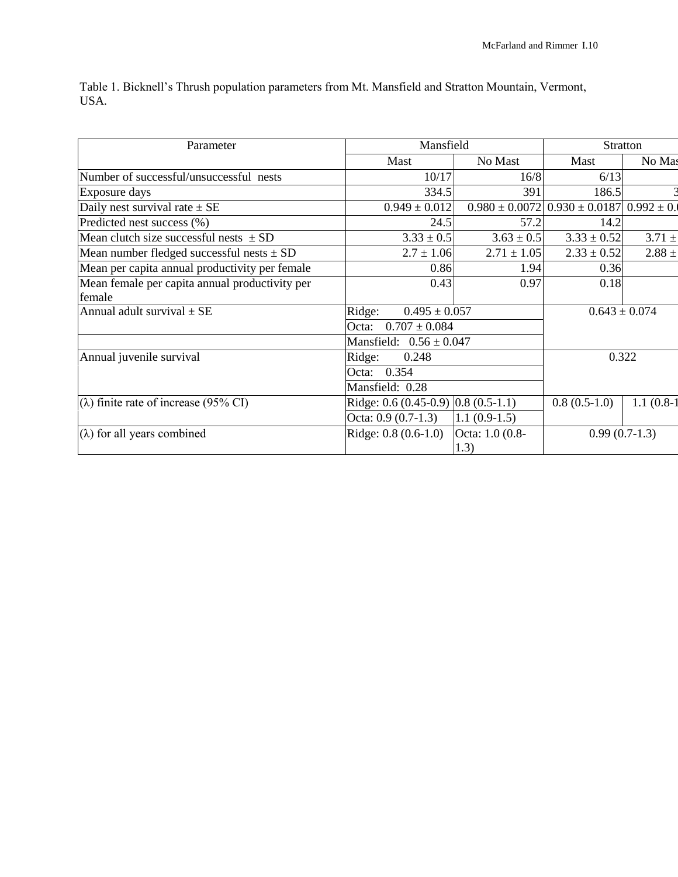Table 1. Bicknell's Thrush population parameters from Mt. Mansfield and Stratton Mountain, Vermont, USA.

| Parameter | Mansfield | | Stratton | |
|---|---|---|---|---|
| | Mast | No Mast | Mast | No Mas |
| Number of successful/unsuccessful nests | 10/17 | 16/8 | 6/13 | |
| Exposure days | 334.5 | 391 | 186.5 | 3 |
| Daily nest survival rate ± SE | 0.949 ± 0.012 | 0.980 ± 0.0072 | 0.930 ± 0.0187 | 0.992 ± 0.0 |
| Predicted nest success (%) | 24.5 | 57.2 | 14.2 | |
| Mean clutch size successful nests ± SD | 3.33 ± 0.5 | 3.63 ± 0.5 | 3.33 ± 0.52 | 3.71 ± |
| Mean number fledged successful nests ± SD | 2.7 ± 1.06 | 2.71 ± 1.05 | 2.33 ± 0.52 | 2.88 ± |
| Mean per capita annual productivity per female | 0.86 | 1.94 | 0.36 | |
| Mean female per capita annual productivity per female | 0.43 | 0.97 | 0.18 | |
| Annual adult survival ± SE | Ridge: 0.495 ± 0.057 | | 0.643 ± 0.074 | |
| | Octa: 0.707 ± 0.084 | | | |
| | Mansfield: 0.56 ± 0.047 | | | |
| Annual juvenile survival | Ridge: 0.248 | | 0.322 | |
| | Octa: 0.354 | | | |
| | Mansfield: 0.28 | | | |
| ($\lambda$) finite rate of increase (95% CI) | Ridge: 0.6 (0.45-0.9) | 0.8 (0.5-1.1) | 0.8 (0.5-1.0) | 1.1 (0.8-1 |
| | Octa: 0.9 (0.7-1.3) | 1.1 (0.9-1.5) | | |
| ($\lambda$) for all years combined | Ridge: 0.8 (0.6-1.0) | Octa: 1.0 (0.8-1.3) | 0.99 (0.7-1.3) | |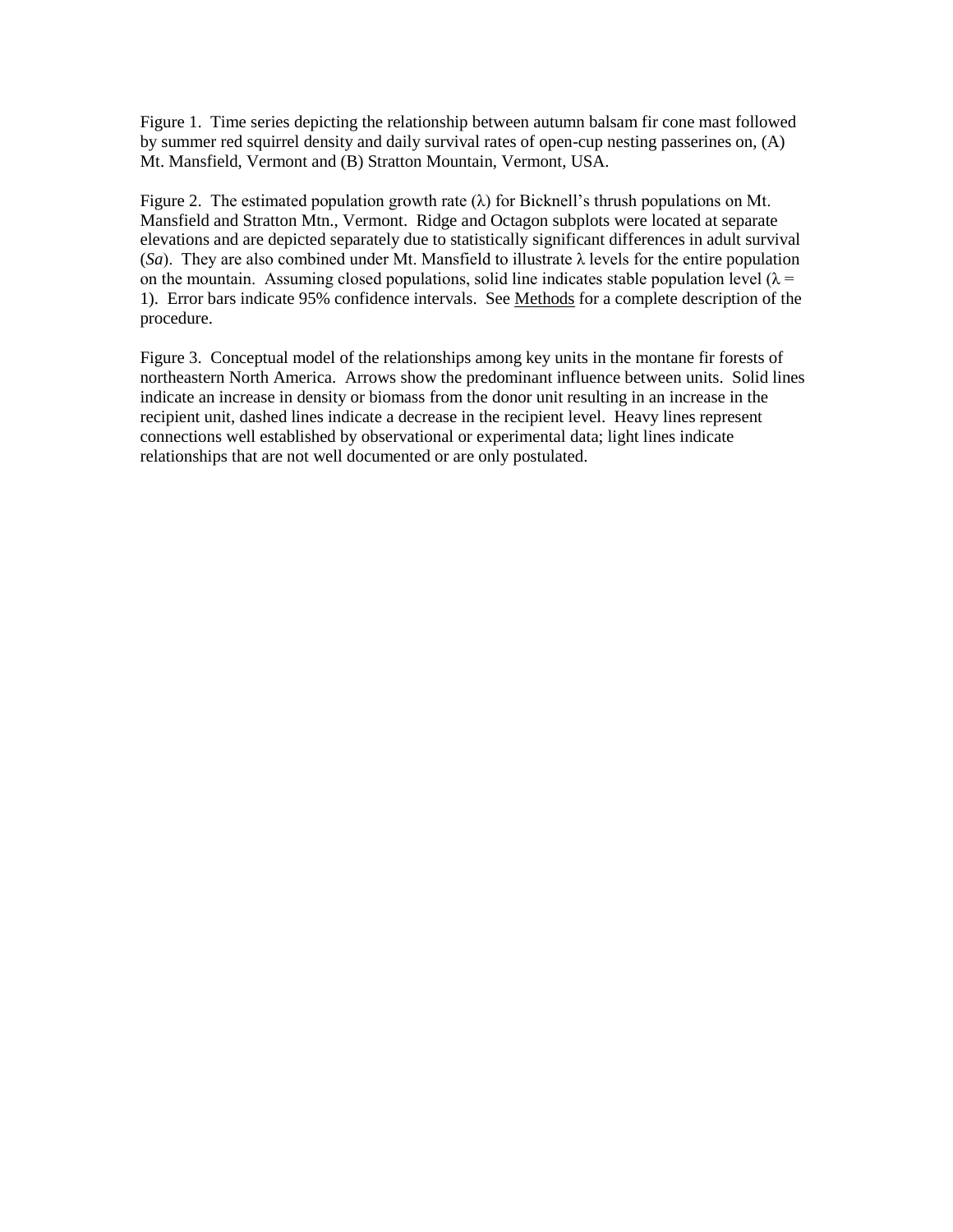Figure 1. Time series depicting the relationship between autumn balsam fir cone mast followed by summer red squirrel density and daily survival rates of open-cup nesting passerines on, (A) Mt. Mansfield, Vermont and (B) Stratton Mountain, Vermont, USA.

Figure 2. The estimated population growth rate ($\lambda$) for Bicknell's thrush populations on Mt. Mansfield and Stratton Mtn., Vermont. Ridge and Octagon subplots were located at separate elevations and are depicted separately due to statistically significant differences in adult survival ($Sa$). They are also combined under Mt. Mansfield to illustrate $\lambda$ levels for the entire population on the mountain. Assuming closed populations, solid line indicates stable population level ($\lambda = 1$). Error bars indicate 95% confidence intervals. See Methods for a complete description of the procedure.

Figure 3. Conceptual model of the relationships among key units in the montane fir forests of northeastern North America. Arrows show the predominant influence between units. Solid lines indicate an increase in density or biomass from the donor unit resulting in an increase in the recipient unit, dashed lines indicate a decrease in the recipient level. Heavy lines represent connections well established by observational or experimental data; light lines indicate relationships that are not well documented or are only postulated.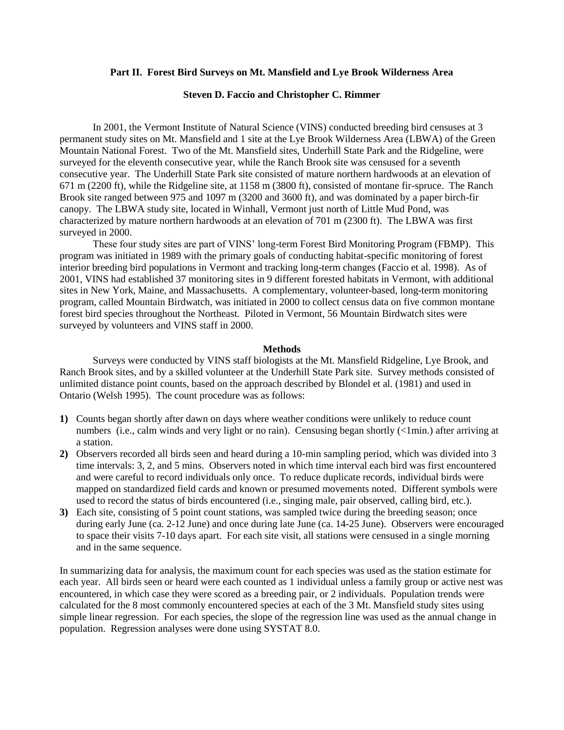## Part II. Forest Bird Surveys on Mt. Mansfield and Lye Brook Wilderness Area

**Steven D. Faccio and Christopher C. Rimmer**

In 2001, the Vermont Institute of Natural Science (VINS) conducted breeding bird censuses at 3 permanent study sites on Mt. Mansfield and 1 site at the Lye Brook Wilderness Area (LBWA) of the Green Mountain National Forest. Two of the Mt. Mansfield sites, Underhill State Park and the Ridgeline, were surveyed for the eleventh consecutive year, while the Ranch Brook site was censused for a seventh consecutive year. The Underhill State Park site consisted of mature northern hardwoods at an elevation of 671 m (2200 ft), while the Ridgeline site, at 1158 m (3800 ft), consisted of montane fir-spruce. The Ranch Brook site ranged between 975 and 1097 m (3200 and 3600 ft), and was dominated by a paper birch-fir canopy. The LBWA study site, located in Winhall, Vermont just north of Little Mud Pond, was characterized by mature northern hardwoods at an elevation of 701 m (2300 ft). The LBWA was first surveyed in 2000.

These four study sites are part of VINS' long-term Forest Bird Monitoring Program (FBMP). This program was initiated in 1989 with the primary goals of conducting habitat-specific monitoring of forest interior breeding bird populations in Vermont and tracking long-term changes (Faccio et al. 1998). As of 2001, VINS had established 37 monitoring sites in 9 different forested habitats in Vermont, with additional sites in New York, Maine, and Massachusetts. A complementary, volunteer-based, long-term monitoring program, called Mountain Birdwatch, was initiated in 2000 to collect census data on five common montane forest bird species throughout the Northeast. Piloted in Vermont, 56 Mountain Birdwatch sites were surveyed by volunteers and VINS staff in 2000.

### Methods

Surveys were conducted by VINS staff biologists at the Mt. Mansfield Ridgeline, Lye Brook, and Ranch Brook sites, and by a skilled volunteer at the Underhill State Park site. Survey methods consisted of unlimited distance point counts, based on the approach described by Blondel et al. (1981) and used in Ontario (Welsh 1995). The count procedure was as follows:

**1)** Counts began shortly after dawn on days where weather conditions were unlikely to reduce count numbers (i.e., calm winds and very light or no rain). Censusing began shortly (<1min.) after arriving at a station.

**2)** Observers recorded all birds seen and heard during a 10-min sampling period, which was divided into 3 time intervals: 3, 2, and 5 mins. Observers noted in which time interval each bird was first encountered and were careful to record individuals only once. To reduce duplicate records, individual birds were mapped on standardized field cards and known or presumed movements noted. Different symbols were used to record the status of birds encountered (i.e., singing male, pair observed, calling bird, etc.).

**3)** Each site, consisting of 5 point count stations, was sampled twice during the breeding season; once during early June (ca. 2-12 June) and once during late June (ca. 14-25 June). Observers were encouraged to space their visits 7-10 days apart. For each site visit, all stations were censused in a single morning and in the same sequence.

In summarizing data for analysis, the maximum count for each species was used as the station estimate for each year. All birds seen or heard were each counted as 1 individual unless a family group or active nest was encountered, in which case they were scored as a breeding pair, or 2 individuals. Population trends were calculated for the 8 most commonly encountered species at each of the 3 Mt. Mansfield study sites using simple linear regression. For each species, the slope of the regression line was used as the annual change in population. Regression analyses were done using SYSTAT 8.0.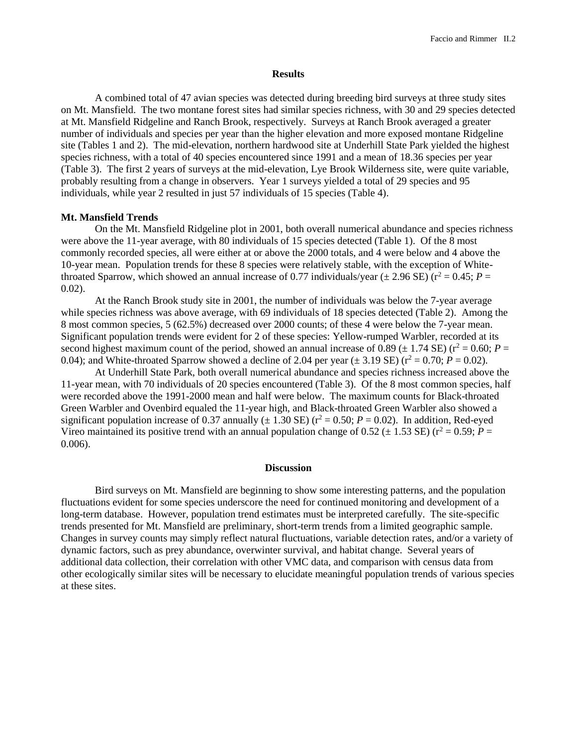## Results

A combined total of 47 avian species was detected during breeding bird surveys at three study sites on Mt. Mansfield. The two montane forest sites had similar species richness, with 30 and 29 species detected at Mt. Mansfield Ridgeline and Ranch Brook, respectively. Surveys at Ranch Brook averaged a greater number of individuals and species per year than the higher elevation and more exposed montane Ridgeline site (Tables 1 and 2). The mid-elevation, northern hardwood site at Underhill State Park yielded the highest species richness, with a total of 40 species encountered since 1991 and a mean of 18.36 species per year (Table 3). The first 2 years of surveys at the mid-elevation, Lye Brook Wilderness site, were quite variable, probably resulting from a change in observers. Year 1 surveys yielded a total of 29 species and 95 individuals, while year 2 resulted in just 57 individuals of 15 species (Table 4).

### Mt. Mansfield Trends

On the Mt. Mansfield Ridgeline plot in 2001, both overall numerical abundance and species richness were above the 11-year average, with 80 individuals of 15 species detected (Table 1). Of the 8 most commonly recorded species, all were either at or above the 2000 totals, and 4 were below and 4 above the 10-year mean. Population trends for these 8 species were relatively stable, with the exception of White-throated Sparrow, which showed an annual increase of 0.77 individuals/year (± 2.96 SE) ($r^2 = 0.45$; $P = 0.02$).

At the Ranch Brook study site in 2001, the number of individuals was below the 7-year average while species richness was above average, with 69 individuals of 18 species detected (Table 2). Among the 8 most common species, 5 (62.5%) decreased over 2000 counts; of these 4 were below the 7-year mean. Significant population trends were evident for 2 of these species: Yellow-rumped Warbler, recorded at its second highest maximum count of the period, showed an annual increase of 0.89 (± 1.74 SE) ($r^2 = 0.60$; $P = 0.04$); and White-throated Sparrow showed a decline of 2.04 per year (± 3.19 SE) ($r^2 = 0.70$; $P = 0.02$).

At Underhill State Park, both overall numerical abundance and species richness increased above the 11-year mean, with 70 individuals of 20 species encountered (Table 3). Of the 8 most common species, half were recorded above the 1991-2000 mean and half were below. The maximum counts for Black-throated Green Warbler and Ovenbird equaled the 11-year high, and Black-throated Green Warbler also showed a significant population increase of 0.37 annually (± 1.30 SE) ($r^2 = 0.50$; $P = 0.02$). In addition, Red-eyed Vireo maintained its positive trend with an annual population change of 0.52 (± 1.53 SE) ($r^2 = 0.59$; $P = 0.006$).

## Discussion

Bird surveys on Mt. Mansfield are beginning to show some interesting patterns, and the population fluctuations evident for some species underscore the need for continued monitoring and development of a long-term database. However, population trend estimates must be interpreted carefully. The site-specific trends presented for Mt. Mansfield are preliminary, short-term trends from a limited geographic sample. Changes in survey counts may simply reflect natural fluctuations, variable detection rates, and/or a variety of dynamic factors, such as prey abundance, overwinter survival, and habitat change. Several years of additional data collection, their correlation with other VMC data, and comparison with census data from other ecologically similar sites will be necessary to elucidate meaningful population trends of various species at these sites.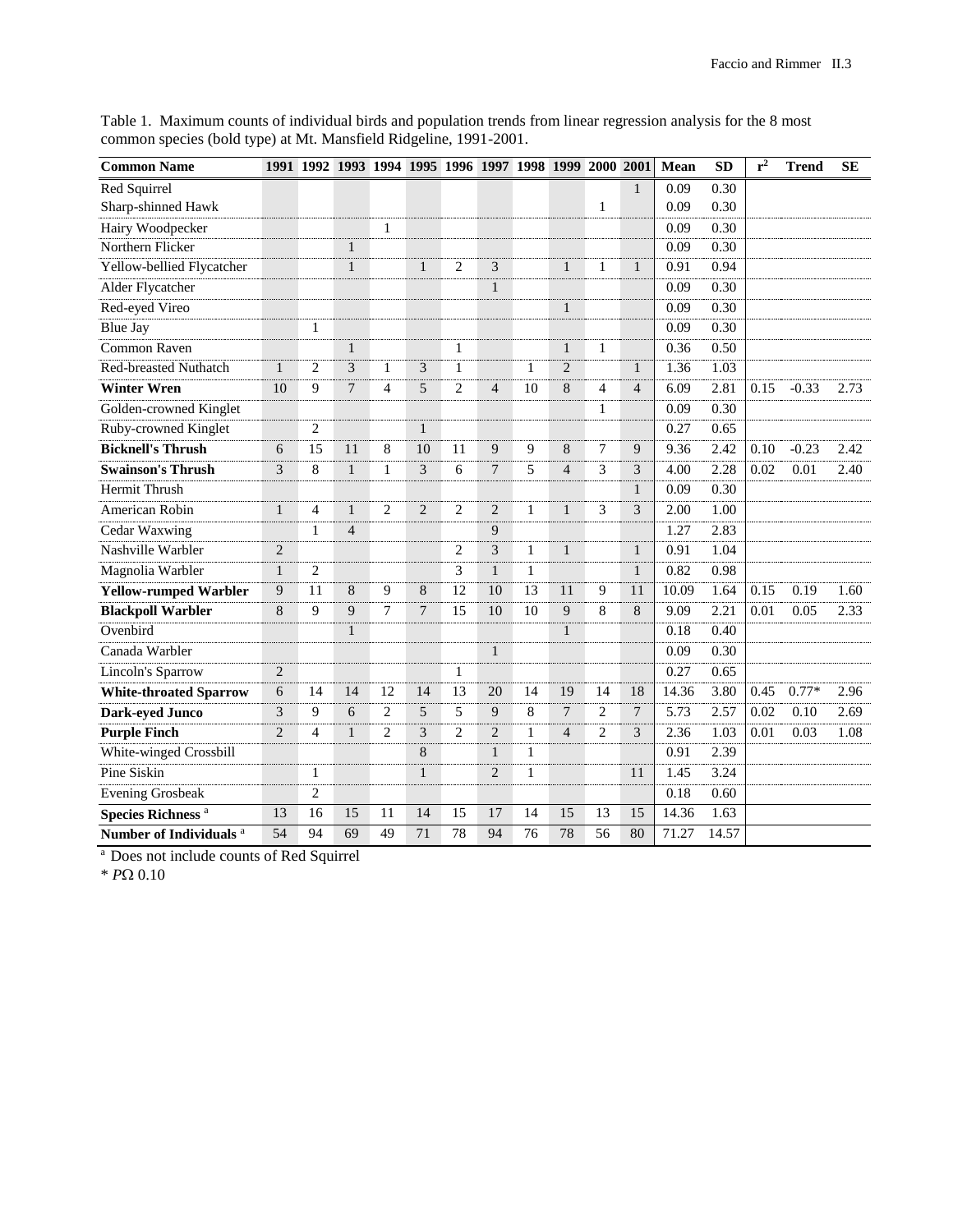Table 1. Maximum counts of individual birds and population trends from linear regression analysis for the 8 most common species (bold type) at Mt. Mansfield Ridgeline, 1991-2001.

| Common Name | 1991 | 1992 | 1993 | 1994 | 1995 | 1996 | 1997 | 1998 | 1999 | 2000 | 2001 | Mean | SD | $r^2$ | Trend | SE |
|---|---|---|---|---|---|---|---|---|---|---|---|---|---|---|---|---|
| Red Squirrel | | | | | | | | | | | 1 | 0.09 | 0.30 | | | |
| Sharp-shinned Hawk | | | | | | | | | | 1 | | 0.09 | 0.30 | | | |
| Hairy Woodpecker | | | | 1 | | | | | | | | 0.09 | 0.30 | | | |
| Northern Flicker | | | 1 | | | | | | | | | 0.09 | 0.30 | | | |
| Yellow-bellied Flycatcher | | | 1 | | 1 | 2 | 3 | | 1 | 1 | 1 | 0.91 | 0.94 | | | |
| Alder Flycatcher | | | | | | | 1 | | | | | 0.09 | 0.30 | | | |
| Red-eyed Vireo | | | | | | | | | 1 | | | 0.09 | 0.30 | | | |
| Blue Jay | | 1 | | | | | | | | | | 0.09 | 0.30 | | | |
| Common Raven | | | 1 | | | 1 | | | 1 | 1 | | 0.36 | 0.50 | | | |
| Red-breasted Nuthatch | 1 | 2 | 3 | 1 | 3 | 1 | | 1 | 2 | | 1 | 1.36 | 1.03 | | | |
| **Winter Wren** | 10 | 9 | 7 | 4 | 5 | 2 | 4 | 10 | 8 | 4 | 4 | 6.09 | 2.81 | 0.15 | -0.33 | 2.73 |
| Golden-crowned Kinglet | | | | | | | | | | 1 | | 0.09 | 0.30 | | | |
| Ruby-crowned Kinglet | | 2 | | | 1 | | | | | | | 0.27 | 0.65 | | | |
| **Bicknell's Thrush** | 6 | 15 | 11 | 8 | 10 | 11 | 9 | 9 | 8 | 7 | 9 | 9.36 | 2.42 | 0.10 | -0.23 | 2.42 |
| **Swainson's Thrush** | 3 | 8 | 1 | 1 | 3 | 6 | 7 | 5 | 4 | 3 | 3 | 4.00 | 2.28 | 0.02 | 0.01 | 2.40 |
| Hermit Thrush | | | | | | | | | | | 1 | 0.09 | 0.30 | | | |
| American Robin | 1 | 4 | 1 | 2 | 2 | 2 | 2 | 1 | 1 | 3 | 3 | 2.00 | 1.00 | | | |
| Cedar Waxwing | | 1 | 4 | | | | 9 | | | | | 1.27 | 2.83 | | | |
| Nashville Warbler | 2 | | | | | 2 | 3 | 1 | 1 | | 1 | 0.91 | 1.04 | | | |
| Magnolia Warbler | 1 | 2 | | | | 3 | 1 | 1 | | | 1 | 0.82 | 0.98 | | | |
| **Yellow-rumped Warbler** | 9 | 11 | 8 | 9 | 8 | 12 | 10 | 13 | 11 | 9 | 11 | 10.09 | 1.64 | 0.15 | 0.19 | 1.60 |
| **Blackpoll Warbler** | 8 | 9 | 9 | 7 | 7 | 15 | 10 | 10 | 9 | 8 | 8 | 9.09 | 2.21 | 0.01 | 0.05 | 2.33 |
| Ovenbird | | | 1 | | | | | | 1 | | | 0.18 | 0.40 | | | |
| Canada Warbler | | | | | | | 1 | | | | | 0.09 | 0.30 | | | |
| Lincoln's Sparrow | 2 | | | | | 1 | | | | | | 0.27 | 0.65 | | | |
| **White-throated Sparrow** | 6 | 14 | 14 | 12 | 14 | 13 | 20 | 14 | 19 | 14 | 18 | 14.36 | 3.80 | 0.45 | 0.77* | 2.96 |
| **Dark-eyed Junco** | 3 | 9 | 6 | 2 | 5 | 5 | 9 | 8 | 7 | 2 | 7 | 5.73 | 2.57 | 0.02 | 0.10 | 2.69 |
| **Purple Finch** | 2 | 4 | 1 | 2 | 3 | 2 | 2 | 1 | 4 | 2 | 3 | 2.36 | 1.03 | 0.01 | 0.03 | 1.08 |
| White-winged Crossbill | | | | | 8 | | 1 | 1 | | | | 0.91 | 2.39 | | | |
| Pine Siskin | | 1 | | | 1 | | 2 | 1 | | | 11 | 1.45 | 3.24 | | | |
| Evening Grosbeak | | 2 | | | | | | | | | | 0.18 | 0.60 | | | |
| **Species Richness** [a] | 13 | 16 | 15 | 11 | 14 | 15 | 17 | 14 | 15 | 13 | 15 | 14.36 | 1.63 | | | |
| **Number of Individuals** [a] | 54 | 94 | 69 | 49 | 71 | 78 | 94 | 76 | 78 | 56 | 80 | 71.27 | 14.57 | | | |

[a] Does not include counts of Red Squirrel

\* $P$Ω 0.10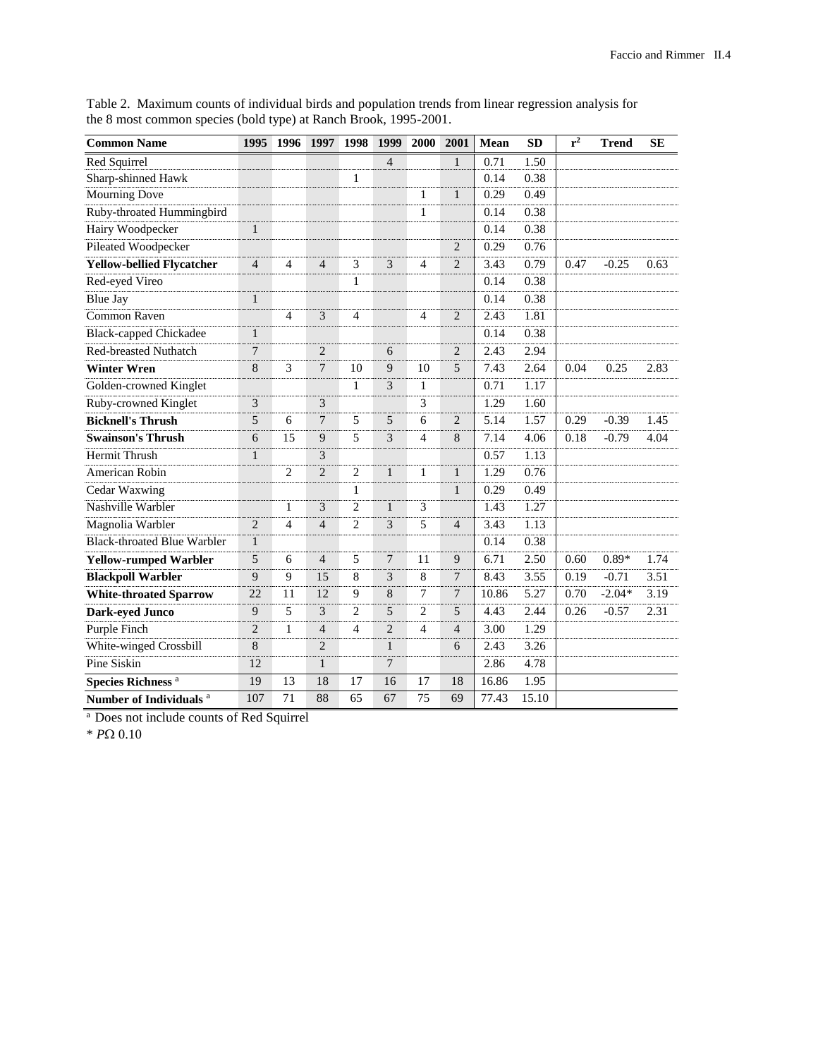Table 2. Maximum counts of individual birds and population trends from linear regression analysis for the 8 most common species (bold type) at Ranch Brook, 1995-2001.

| Common Name | 1995 | 1996 | 1997 | 1998 | 1999 | 2000 | 2001 | Mean | SD | $r^2$ | Trend | SE |
|---|---|---|---|---|---|---|---|---|---|---|---|---|
| Red Squirrel | | | | | 4 | | 1 | 0.71 | 1.50 | | | |
| Sharp-shinned Hawk | | | | 1 | | | | 0.14 | 0.38 | | | |
| Mourning Dove | | | | | | 1 | 1 | 0.29 | 0.49 | | | |
| Ruby-throated Hummingbird | | | | | | 1 | | 0.14 | 0.38 | | | |
| Hairy Woodpecker | 1 | | | | | | | 0.14 | 0.38 | | | |
| Pileated Woodpecker | | | | | | | 2 | 0.29 | 0.76 | | | |
| **Yellow-bellied Flycatcher** | 4 | 4 | 4 | 3 | 3 | 4 | 2 | 3.43 | 0.79 | 0.47 | -0.25 | 0.63 |
| Red-eyed Vireo | | | | 1 | | | | 0.14 | 0.38 | | | |
| Blue Jay | 1 | | | | | | | 0.14 | 0.38 | | | |
| Common Raven | | 4 | 3 | 4 | | 4 | 2 | 2.43 | 1.81 | | | |
| Black-capped Chickadee | 1 | | | | | | | 0.14 | 0.38 | | | |
| Red-breasted Nuthatch | 7 | | 2 | | 6 | | 2 | 2.43 | 2.94 | | | |
| **Winter Wren** | 8 | 3 | 7 | 10 | 9 | 10 | 5 | 7.43 | 2.64 | 0.04 | 0.25 | 2.83 |
| Golden-crowned Kinglet | | | | 1 | 3 | 1 | | 0.71 | 1.17 | | | |
| Ruby-crowned Kinglet | 3 | | 3 | | | 3 | | 1.29 | 1.60 | | | |
| **Bicknell's Thrush** | 5 | 6 | 7 | 5 | 5 | 6 | 2 | 5.14 | 1.57 | 0.29 | -0.39 | 1.45 |
| **Swainson's Thrush** | 6 | 15 | 9 | 5 | 3 | 4 | 8 | 7.14 | 4.06 | 0.18 | -0.79 | 4.04 |
| Hermit Thrush | 1 | | 3 | | | | | 0.57 | 1.13 | | | |
| American Robin | | 2 | 2 | 2 | 1 | 1 | 1 | 1.29 | 0.76 | | | |
| Cedar Waxwing | | | | 1 | | | 1 | 0.29 | 0.49 | | | |
| Nashville Warbler | | 1 | 3 | 2 | 1 | 3 | | 1.43 | 1.27 | | | |
| Magnolia Warbler | 2 | 4 | 4 | 2 | 3 | 5 | 4 | 3.43 | 1.13 | | | |
| Black-throated Blue Warbler | 1 | | | | | | | 0.14 | 0.38 | | | |
| **Yellow-rumped Warbler** | 5 | 6 | 4 | 5 | 7 | 11 | 9 | 6.71 | 2.50 | 0.60 | 0.89* | 1.74 |
| **Blackpoll Warbler** | 9 | 9 | 15 | 8 | 3 | 8 | 7 | 8.43 | 3.55 | 0.19 | -0.71 | 3.51 |
| **White-throated Sparrow** | 22 | 11 | 12 | 9 | 8 | 7 | 7 | 10.86 | 5.27 | 0.70 | -2.04* | 3.19 |
| **Dark-eyed Junco** | 9 | 5 | 3 | 2 | 5 | 2 | 5 | 4.43 | 2.44 | 0.26 | -0.57 | 2.31 |
| Purple Finch | 2 | 1 | 4 | 4 | 2 | 4 | 4 | 3.00 | 1.29 | | | |
| White-winged Crossbill | 8 | | 2 | | 1 | | 6 | 2.43 | 3.26 | | | |
| Pine Siskin | 12 | | 1 | | 7 | | | 2.86 | 4.78 | | | |
| **Species Richness** [a] | 19 | 13 | 18 | 17 | 16 | 17 | 18 | 16.86 | 1.95 | | | |
| **Number of Individuals** [a] | 107 | 71 | 88 | 65 | 67 | 75 | 69 | 77.43 | 15.10 | | | |

[a] Does not include counts of Red Squirrel

* $P \leq 0.10$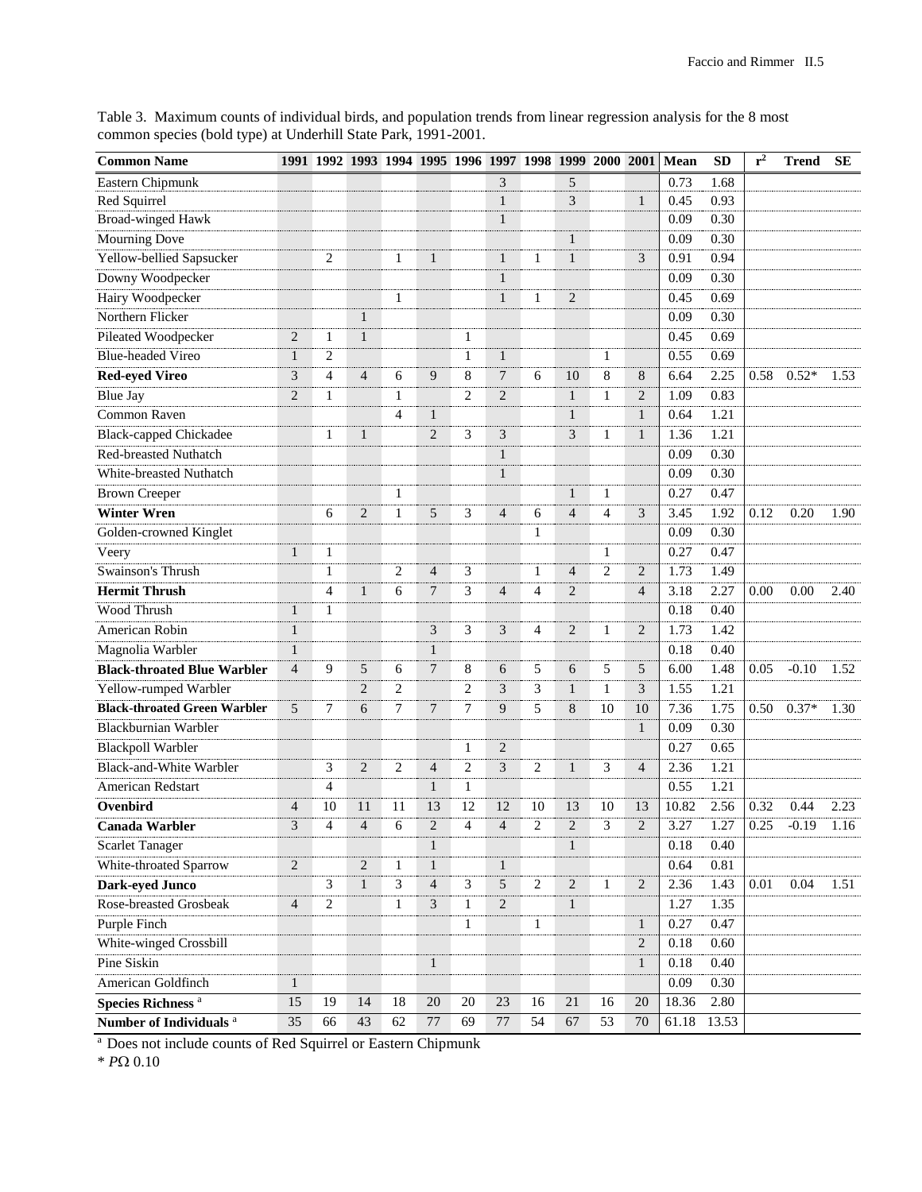Table 3. Maximum counts of individual birds, and population trends from linear regression analysis for the 8 most common species (bold type) at Underhill State Park, 1991-2001.

| Common Name | 1991 | 1992 | 1993 | 1994 | 1995 | 1996 | 1997 | 1998 | 1999 | 2000 | 2001 | Mean | SD | $r^2$ | Trend | SE |
|---|---|---|---|---|---|---|---|---|---|---|---|---|---|---|---|---|
| Eastern Chipmunk | | | | | | | 3 | | 5 | | | 0.73 | 1.68 | | | |
| Red Squirrel | | | | | | | 1 | | 3 | | 1 | 0.45 | 0.93 | | | |
| Broad-winged Hawk | | | | | | | 1 | | | | | 0.09 | 0.30 | | | |
| Mourning Dove | | | | | | | | | 1 | | | 0.09 | 0.30 | | | |
| Yellow-bellied Sapsucker | | 2 | | 1 | 1 | | 1 | 1 | 1 | | 3 | 0.91 | 0.94 | | | |
| Downy Woodpecker | | | | | | | 1 | | | | | 0.09 | 0.30 | | | |
| Hairy Woodpecker | | | | 1 | | | 1 | 1 | 2 | | | 0.45 | 0.69 | | | |
| Northern Flicker | | | 1 | | | | | | | | | 0.09 | 0.30 | | | |
| Pileated Woodpecker | 2 | 1 | 1 | | | 1 | | | | | | 0.45 | 0.69 | | | |
| Blue-headed Vireo | 1 | 2 | | | | 1 | 1 | | | 1 | | 0.55 | 0.69 | | | |
| **Red-eyed Vireo** | 3 | 4 | 4 | 6 | 9 | 8 | 7 | 6 | 10 | 8 | 8 | 6.64 | 2.25 | 0.58 | 0.52* | 1.53 |
| Blue Jay | 2 | 1 | | 1 | | 2 | 2 | | 1 | 1 | 2 | 1.09 | 0.83 | | | |
| Common Raven | | | | 4 | 1 | | | | 1 | | 1 | 0.64 | 1.21 | | | |
| Black-capped Chickadee | | 1 | 1 | | 2 | 3 | 3 | | 3 | 1 | 1 | 1.36 | 1.21 | | | |
| Red-breasted Nuthatch | | | | | | | 1 | | | | | 0.09 | 0.30 | | | |
| White-breasted Nuthatch | | | | | | | 1 | | | | | 0.09 | 0.30 | | | |
| Brown Creeper | | | | 1 | | | | | 1 | 1 | | 0.27 | 0.47 | | | |
| **Winter Wren** | | 6 | 2 | 1 | 5 | 3 | 4 | 6 | 4 | 4 | 3 | 3.45 | 1.92 | 0.12 | 0.20 | 1.90 |
| Golden-crowned Kinglet | | | | | | | | 1 | | | | 0.09 | 0.30 | | | |
| Veery | 1 | 1 | | | | | | | | 1 | | 0.27 | 0.47 | | | |
| Swainson's Thrush | | 1 | | 2 | 4 | 3 | | 1 | 4 | 2 | 2 | 1.73 | 1.49 | | | |
| **Hermit Thrush** | | 4 | 1 | 6 | 7 | 3 | 4 | 4 | 2 | | 4 | 3.18 | 2.27 | 0.00 | 0.00 | 2.40 |
| Wood Thrush | 1 | 1 | | | | | | | | | | 0.18 | 0.40 | | | |
| American Robin | 1 | | | | 3 | 3 | 3 | 4 | 2 | 1 | 2 | 1.73 | 1.42 | | | |
| Magnolia Warbler | 1 | | | | 1 | | | | | | | 0.18 | 0.40 | | | |
| **Black-throated Blue Warbler** | 4 | 9 | 5 | 6 | 7 | 8 | 6 | 5 | 6 | 5 | 5 | 6.00 | 1.48 | 0.05 | -0.10 | 1.52 |
| Yellow-rumped Warbler | | | 2 | 2 | | 2 | 3 | 3 | 1 | 1 | 3 | 1.55 | 1.21 | | | |
| **Black-throated Green Warbler** | 5 | 7 | 6 | 7 | 7 | 7 | 9 | 5 | 8 | 10 | 10 | 7.36 | 1.75 | 0.50 | 0.37* | 1.30 |
| Blackburnian Warbler | | | | | | | | | | | 1 | 0.09 | 0.30 | | | |
| Blackpoll Warbler | | | | | | 1 | 2 | | | | | 0.27 | 0.65 | | | |
| Black-and-White Warbler | | 3 | 2 | 2 | 4 | 2 | 3 | 2 | 1 | 3 | 4 | 2.36 | 1.21 | | | |
| American Redstart | | 4 | | | 1 | 1 | | | | | | 0.55 | 1.21 | | | |
| **Ovenbird** | 4 | 10 | 11 | 11 | 13 | 12 | 12 | 10 | 13 | 10 | 13 | 10.82 | 2.56 | 0.32 | 0.44 | 2.23 |
| **Canada Warbler** | 3 | 4 | 4 | 6 | 2 | 4 | 4 | 2 | 2 | 3 | 2 | 3.27 | 1.27 | 0.25 | -0.19 | 1.16 |
| Scarlet Tanager | | | | | 1 | | | | 1 | | | 0.18 | 0.40 | | | |
| White-throated Sparrow | 2 | | 2 | 1 | 1 | | 1 | | | | | 0.64 | 0.81 | | | |
| **Dark-eyed Junco** | | 3 | 1 | 3 | 4 | 3 | 5 | 2 | 2 | 1 | 2 | 2.36 | 1.43 | 0.01 | 0.04 | 1.51 |
| Rose-breasted Grosbeak | 4 | 2 | | 1 | 3 | 1 | 2 | | 1 | | | 1.27 | 1.35 | | | |
| Purple Finch | | | | | | 1 | | 1 | | | 1 | 0.27 | 0.47 | | | |
| White-winged Crossbill | | | | | | | | | | | 2 | 0.18 | 0.60 | | | |
| Pine Siskin | | | | | 1 | | | | | | 1 | 0.18 | 0.40 | | | |
| American Goldfinch | 1 | | | | | | | | | | | 0.09 | 0.30 | | | |
| **Species Richness** [a] | 15 | 19 | 14 | 18 | 20 | 20 | 23 | 16 | 21 | 16 | 20 | 18.36 | 2.80 | | | |
| **Number of Individuals** [a] | 35 | 66 | 43 | 62 | 77 | 69 | 77 | 54 | 67 | 53 | 70 | 61.18 | 13.53 | | | |

[a] Does not include counts of Red Squirrel or Eastern Chipmunk

* *P*Ω 0.10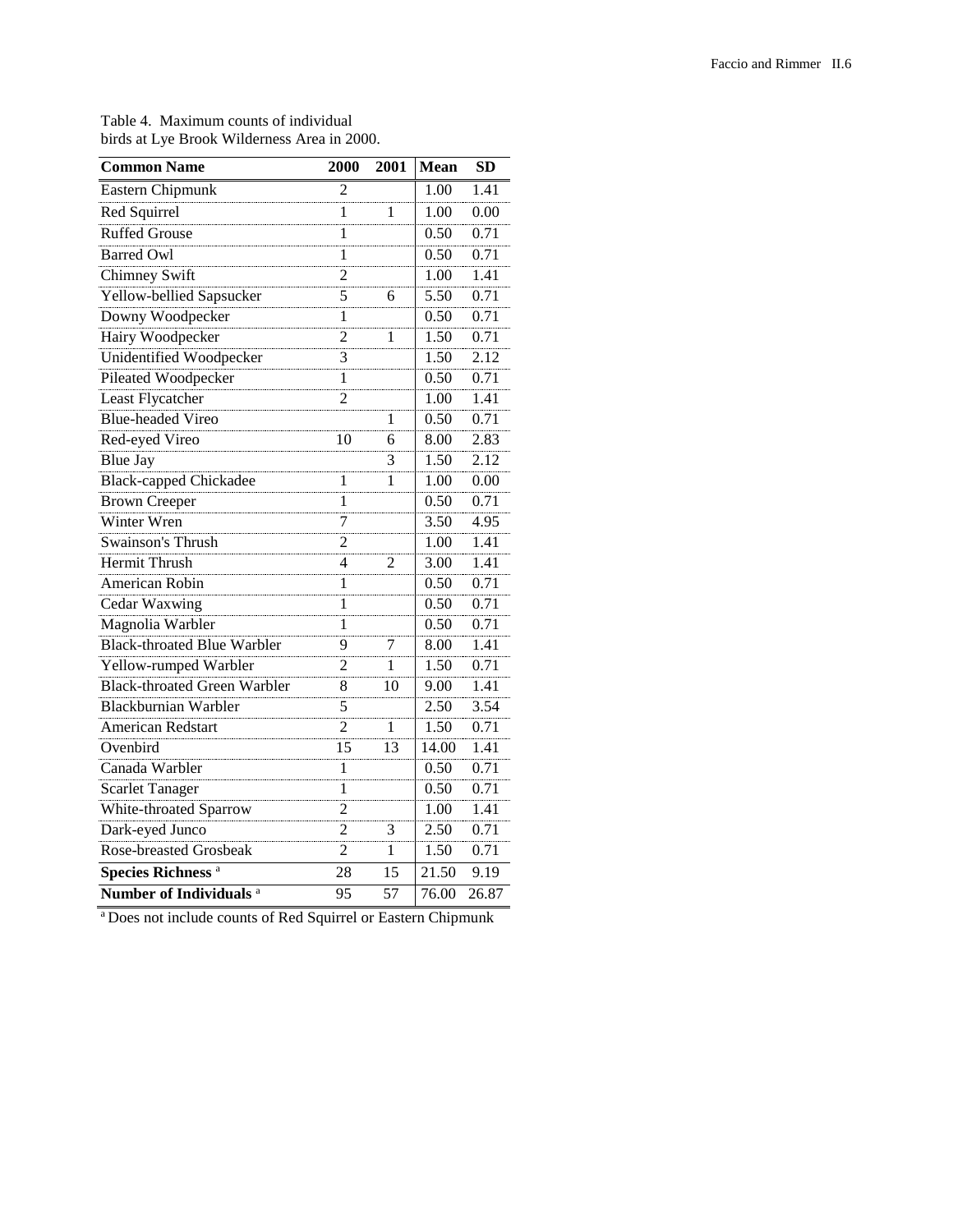Table 4. Maximum counts of individual birds at Lye Brook Wilderness Area in 2000.

| Common Name | 2000 | 2001 | Mean | SD |
|---|---|---|---|---|
| Eastern Chipmunk | 2 | | 1.00 | 1.41 |
| Red Squirrel | 1 | 1 | 1.00 | 0.00 |
| Ruffed Grouse | 1 | | 0.50 | 0.71 |
| Barred Owl | 1 | | 0.50 | 0.71 |
| Chimney Swift | 2 | | 1.00 | 1.41 |
| Yellow-bellied Sapsucker | 5 | 6 | 5.50 | 0.71 |
| Downy Woodpecker | 1 | | 0.50 | 0.71 |
| Hairy Woodpecker | 2 | 1 | 1.50 | 0.71 |
| Unidentified Woodpecker | 3 | | 1.50 | 2.12 |
| Pileated Woodpecker | 1 | | 0.50 | 0.71 |
| Least Flycatcher | 2 | | 1.00 | 1.41 |
| Blue-headed Vireo | | 1 | 0.50 | 0.71 |
| Red-eyed Vireo | 10 | 6 | 8.00 | 2.83 |
| Blue Jay | | 3 | 1.50 | 2.12 |
| Black-capped Chickadee | 1 | 1 | 1.00 | 0.00 |
| Brown Creeper | 1 | | 0.50 | 0.71 |
| Winter Wren | 7 | | 3.50 | 4.95 |
| Swainson's Thrush | 2 | | 1.00 | 1.41 |
| Hermit Thrush | 4 | 2 | 3.00 | 1.41 |
| American Robin | 1 | | 0.50 | 0.71 |
| Cedar Waxwing | 1 | | 0.50 | 0.71 |
| Magnolia Warbler | 1 | | 0.50 | 0.71 |
| Black-throated Blue Warbler | 9 | 7 | 8.00 | 1.41 |
| Yellow-rumped Warbler | 2 | 1 | 1.50 | 0.71 |
| Black-throated Green Warbler | 8 | 10 | 9.00 | 1.41 |
| Blackburnian Warbler | 5 | | 2.50 | 3.54 |
| American Redstart | 2 | 1 | 1.50 | 0.71 |
| Ovenbird | 15 | 13 | 14.00 | 1.41 |
| Canada Warbler | 1 | | 0.50 | 0.71 |
| Scarlet Tanager | 1 | | 0.50 | 0.71 |
| White-throated Sparrow | 2 | | 1.00 | 1.41 |
| Dark-eyed Junco | 2 | 3 | 2.50 | 0.71 |
| Rose-breasted Grosbeak | 2 | 1 | 1.50 | 0.71 |
| **Species Richness** [a] | 28 | 15 | 21.50 | 9.19 |
| **Number of Individuals** [a] | 95 | 57 | 76.00 | 26.87 |

[a] Does not include counts of Red Squirrel or Eastern Chipmunk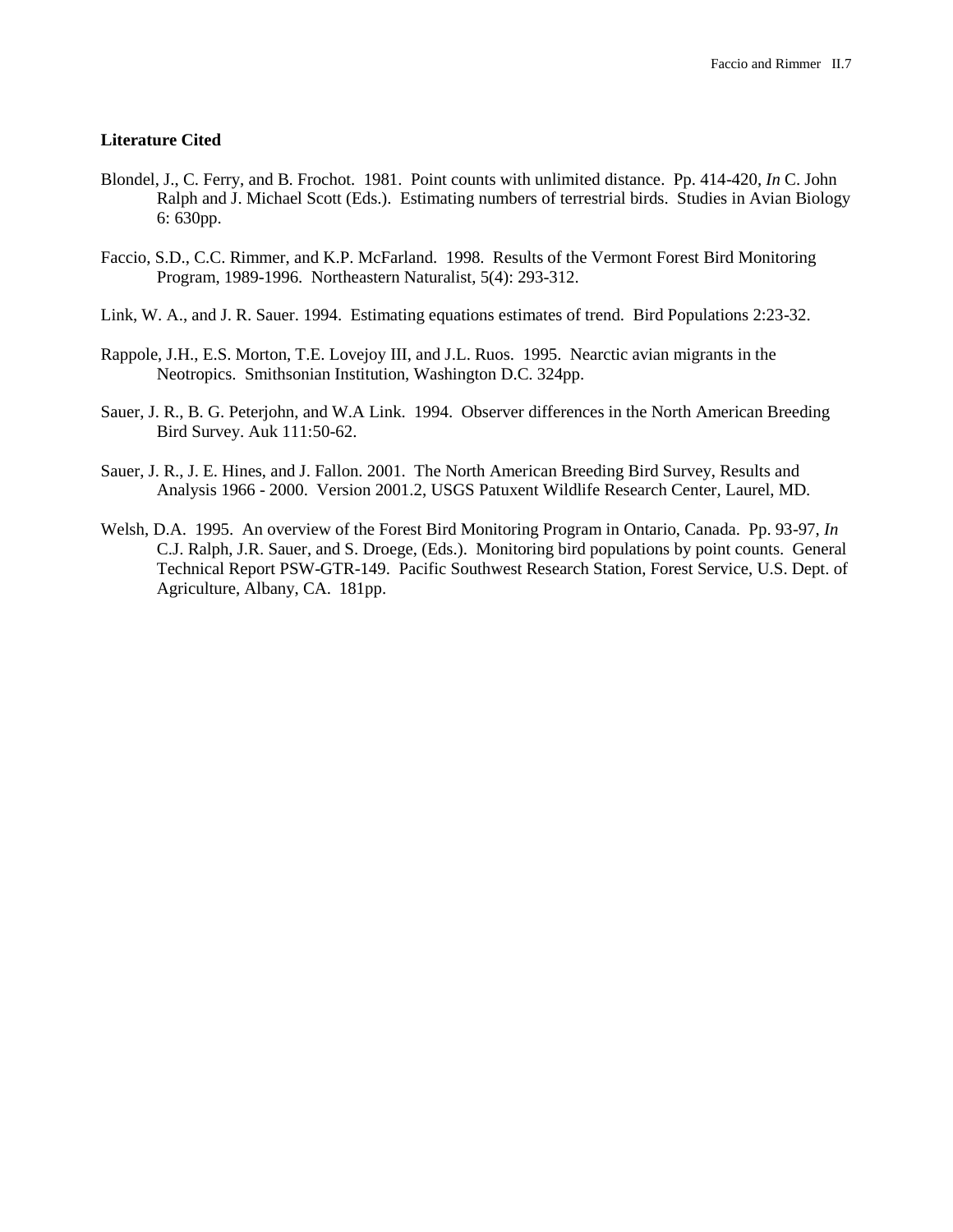**Literature Cited**

Blondel, J., C. Ferry, and B. Frochot. 1981. Point counts with unlimited distance. Pp. 414-420, *In* C. John Ralph and J. Michael Scott (Eds.). Estimating numbers of terrestrial birds. Studies in Avian Biology 6: 630pp.

Faccio, S.D., C.C. Rimmer, and K.P. McFarland. 1998. Results of the Vermont Forest Bird Monitoring Program, 1989-1996. Northeastern Naturalist, 5(4): 293-312.

Link, W. A., and J. R. Sauer. 1994. Estimating equations estimates of trend. Bird Populations 2:23-32.

Rappole, J.H., E.S. Morton, T.E. Lovejoy III, and J.L. Ruos. 1995. Nearctic avian migrants in the Neotropics. Smithsonian Institution, Washington D.C. 324pp.

Sauer, J. R., B. G. Peterjohn, and W.A Link. 1994. Observer differences in the North American Breeding Bird Survey. Auk 111:50-62.

Sauer, J. R., J. E. Hines, and J. Fallon. 2001. The North American Breeding Bird Survey, Results and Analysis 1966 - 2000. Version 2001.2, USGS Patuxent Wildlife Research Center, Laurel, MD.

Welsh, D.A. 1995. An overview of the Forest Bird Monitoring Program in Ontario, Canada. Pp. 93-97, *In* C.J. Ralph, J.R. Sauer, and S. Droege, (Eds.). Monitoring bird populations by point counts. General Technical Report PSW-GTR-149. Pacific Southwest Research Station, Forest Service, U.S. Dept. of Agriculture, Albany, CA. 181pp.